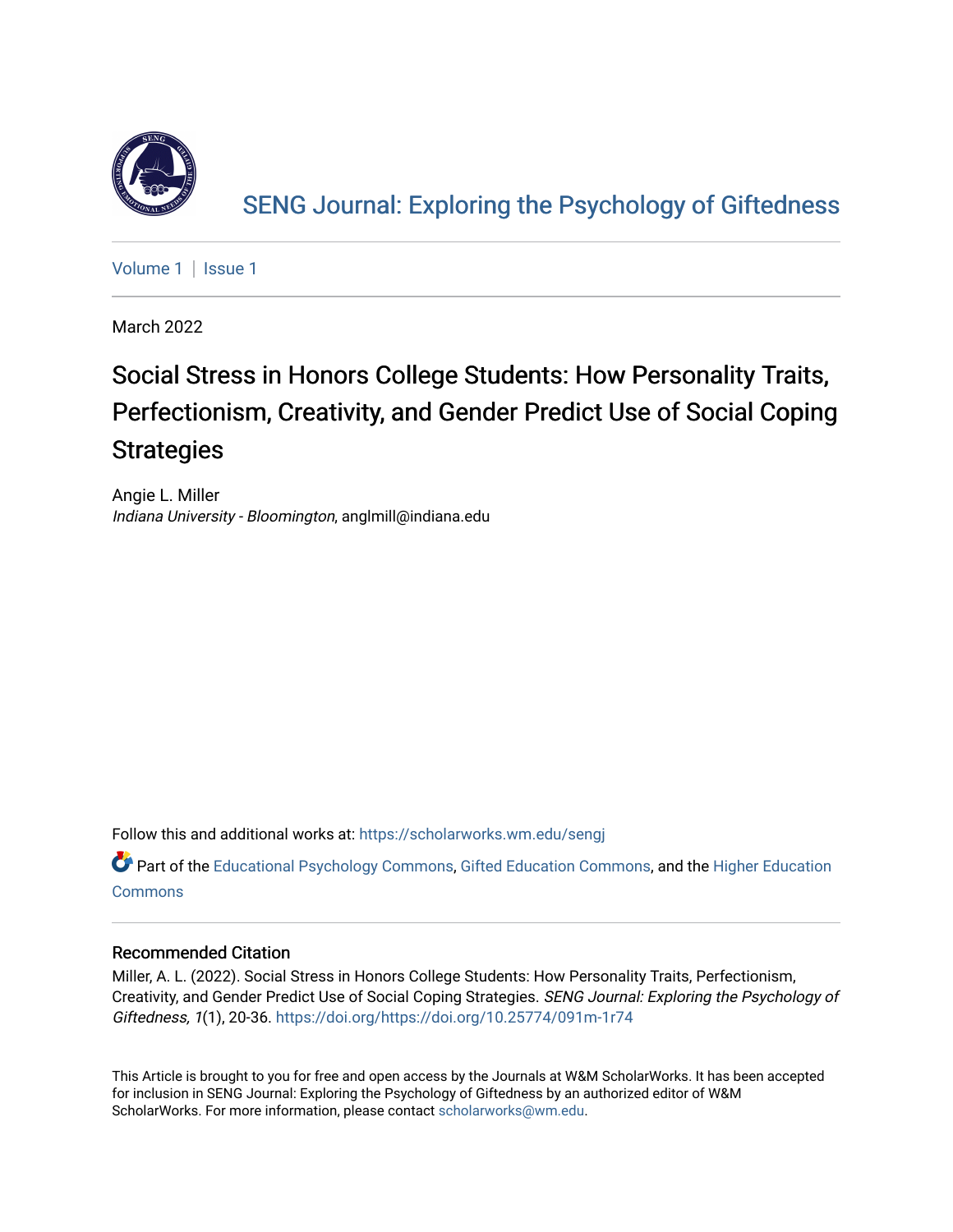[SENG Journal: Exploring the Psychology of Giftedness](https://scholarworks.wm.edu/sengj)

Volume 1 | Issue 1

March 2022

# Social Stress in Honors College Students: How Personality Traits, Perfectionism, Creativity, and Gender Predict Use of Social Coping Strategies

Angie L. Miller
*Indiana University - Bloomington*, anglmill@indiana.edu

Follow this and additional works at: https://scholarworks.wm.edu/sengj

Part of the Educational Psychology Commons, Gifted Education Commons, and the Higher Education Commons

## Recommended Citation

Miller, A. L. (2022). Social Stress in Honors College Students: How Personality Traits, Perfectionism, Creativity, and Gender Predict Use of Social Coping Strategies. *SENG Journal: Exploring the Psychology of Giftedness, 1*(1), 20-36. https://doi.org/https://doi.org/10.25774/091m-1r74

This Article is brought to you for free and open access by the Journals at W&M ScholarWorks. It has been accepted for inclusion in SENG Journal: Exploring the Psychology of Giftedness by an authorized editor of W&M ScholarWorks. For more information, please contact scholarworks@wm.edu.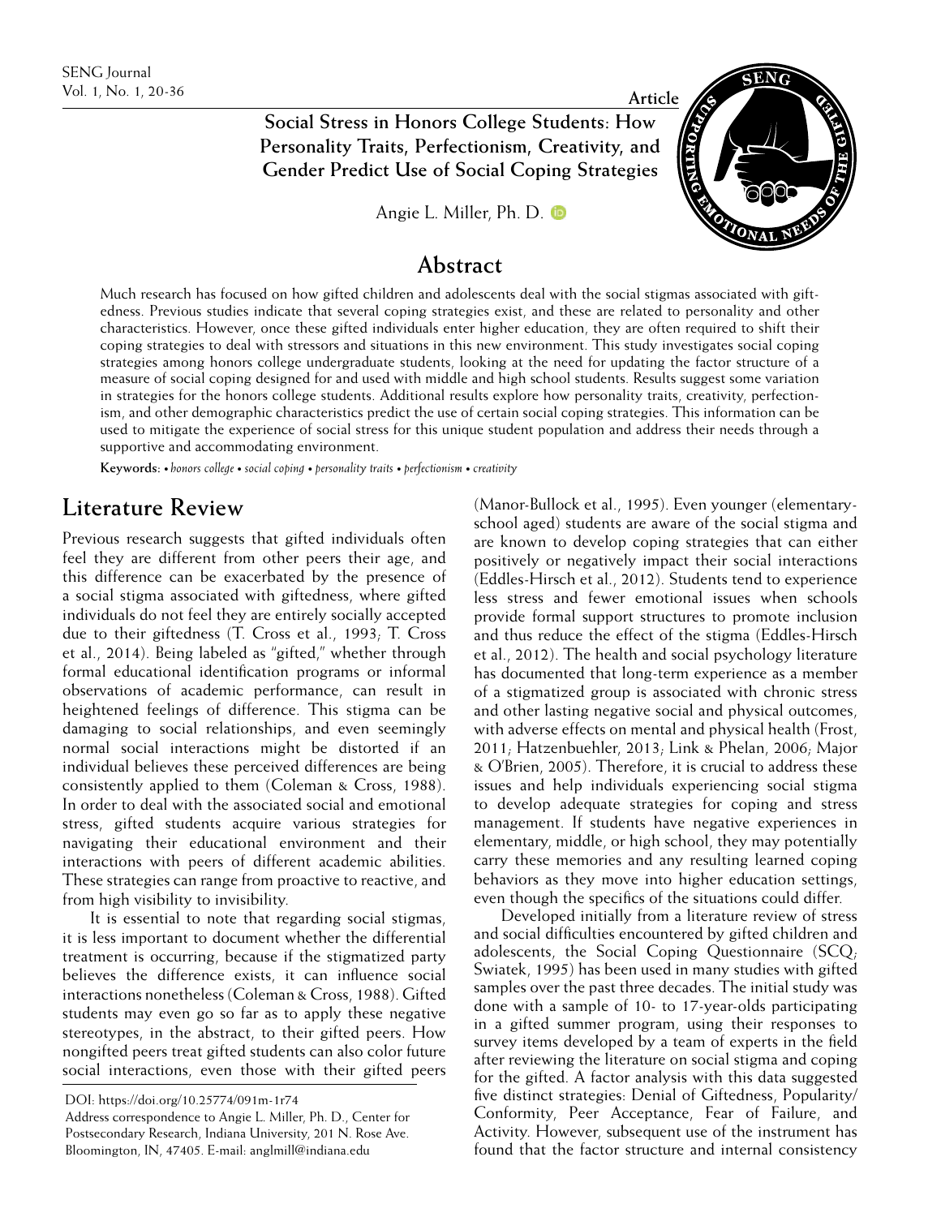Article

# Social Stress in Honors College Students: How Personality Traits, Perfectionism, Creativity, and Gender Predict Use of Social Coping Strategies

Angie L. Miller, Ph. D.

## Abstract

Much research has focused on how gifted children and adolescents deal with the social stigmas associated with giftedness. Previous studies indicate that several coping strategies exist, and these are related to personality and other characteristics. However, once these gifted individuals enter higher education, they are often required to shift their coping strategies to deal with stressors and situations in this new environment. This study investigates social coping strategies among honors college undergraduate students, looking at the need for updating the factor structure of a measure of social coping designed for and used with middle and high school students. Results suggest some variation in strategies for the honors college students. Additional results explore how personality traits, creativity, perfectionism, and other demographic characteristics predict the use of certain social coping strategies. This information can be used to mitigate the experience of social stress for this unique student population and address their needs through a supportive and accommodating environment.

**Keywords:** • *honors college* • *social coping* • *personality traits* • *perfectionism* • *creativity*

## Literature Review

Previous research suggests that gifted individuals often feel they are different from other peers their age, and this difference can be exacerbated by the presence of a social stigma associated with giftedness, where gifted individuals do not feel they are entirely socially accepted due to their giftedness (T. Cross et al., 1993; T. Cross et al., 2014). Being labeled as "gifted," whether through formal educational identification programs or informal observations of academic performance, can result in heightened feelings of difference. This stigma can be damaging to social relationships, and even seemingly normal social interactions might be distorted if an individual believes these perceived differences are being consistently applied to them (Coleman & Cross, 1988). In order to deal with the associated social and emotional stress, gifted students acquire various strategies for navigating their educational environment and their interactions with peers of different academic abilities. These strategies can range from proactive to reactive, and from high visibility to invisibility.

It is essential to note that regarding social stigmas, it is less important to document whether the differential treatment is occurring, because if the stigmatized party believes the difference exists, it can influence social interactions nonetheless (Coleman & Cross, 1988). Gifted students may even go so far as to apply these negative stereotypes, in the abstract, to their gifted peers. How nongifted peers treat gifted students can also color future social interactions, even those with their gifted peers (Manor-Bullock et al., 1995). Even younger (elementary-school aged) students are aware of the social stigma and are known to develop coping strategies that can either positively or negatively impact their social interactions (Eddles-Hirsch et al., 2012). Students tend to experience less stress and fewer emotional issues when schools provide formal support structures to promote inclusion and thus reduce the effect of the stigma (Eddles-Hirsch et al., 2012). The health and social psychology literature has documented that long-term experience as a member of a stigmatized group is associated with chronic stress and other lasting negative social and physical outcomes, with adverse effects on mental and physical health (Frost, 2011; Hatzenbuehler, 2013; Link & Phelan, 2006; Major & O'Brien, 2005). Therefore, it is crucial to address these issues and help individuals experiencing social stigma to develop adequate strategies for coping and stress management. If students have negative experiences in elementary, middle, or high school, they may potentially carry these memories and any resulting learned coping behaviors as they move into higher education settings, even though the specifics of the situations could differ.

Developed initially from a literature review of stress and social difficulties encountered by gifted children and adolescents, the Social Coping Questionnaire (SCQ; Swiatek, 1995) has been used in many studies with gifted samples over the past three decades. The initial study was done with a sample of 10- to 17-year-olds participating in a gifted summer program, using their responses to survey items developed by a team of experts in the field after reviewing the literature on social stigma and coping for the gifted. A factor analysis with this data suggested five distinct strategies: Denial of Giftedness, Popularity/Conformity, Peer Acceptance, Fear of Failure, and Activity. However, subsequent use of the instrument has found that the factor structure and internal consistency

DOI: https://doi.org/10.25774/091m-1r74

Address correspondence to Angie L. Miller, Ph. D., Center for Postsecondary Research, Indiana University, 201 N. Rose Ave. Bloomington, IN, 47405. E-mail: anglmill@indiana.edu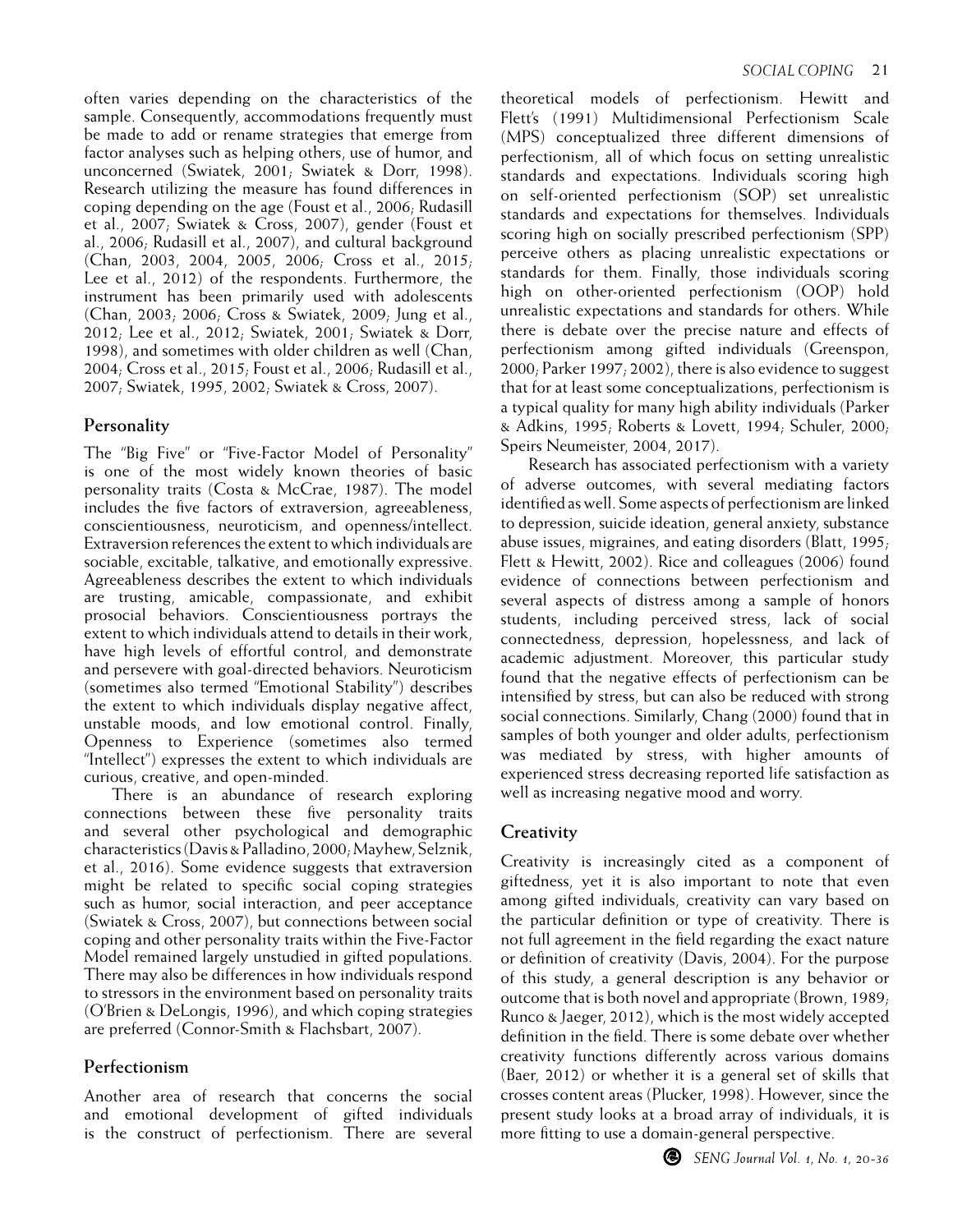often varies depending on the characteristics of the sample. Consequently, accommodations frequently must be made to add or rename strategies that emerge from factor analyses such as helping others, use of humor, and unconcerned (Swiatek, 2001; Swiatek & Dorr, 1998). Research utilizing the measure has found differences in coping depending on the age (Foust et al., 2006; Rudasill et al., 2007; Swiatek & Cross, 2007), gender (Foust et al., 2006; Rudasill et al., 2007), and cultural background (Chan, 2003, 2004, 2005, 2006; Cross et al., 2015; Lee et al., 2012) of the respondents. Furthermore, the instrument has been primarily used with adolescents (Chan, 2003; 2006; Cross & Swiatek, 2009; Jung et al., 2012; Lee et al., 2012; Swiatek, 2001; Swiatek & Dorr, 1998), and sometimes with older children as well (Chan, 2004; Cross et al., 2015; Foust et al., 2006; Rudasill et al., 2007; Swiatek, 1995, 2002; Swiatek & Cross, 2007).

## Personality

The "Big Five" or "Five-Factor Model of Personality" is one of the most widely known theories of basic personality traits (Costa & McCrae, 1987). The model includes the five factors of extraversion, agreeableness, conscientiousness, neuroticism, and openness/intellect. Extraversion references the extent to which individuals are sociable, excitable, talkative, and emotionally expressive. Agreeableness describes the extent to which individuals are trusting, amicable, compassionate, and exhibit prosocial behaviors. Conscientiousness portrays the extent to which individuals attend to details in their work, have high levels of effortful control, and demonstrate and persevere with goal-directed behaviors. Neuroticism (sometimes also termed "Emotional Stability") describes the extent to which individuals display negative affect, unstable moods, and low emotional control. Finally, Openness to Experience (sometimes also termed "Intellect") expresses the extent to which individuals are curious, creative, and open-minded.

There is an abundance of research exploring connections between these five personality traits and several other psychological and demographic characteristics (Davis & Palladino, 2000; Mayhew, Selznik, et al., 2016). Some evidence suggests that extraversion might be related to specific social coping strategies such as humor, social interaction, and peer acceptance (Swiatek & Cross, 2007), but connections between social coping and other personality traits within the Five-Factor Model remained largely unstudied in gifted populations. There may also be differences in how individuals respond to stressors in the environment based on personality traits (O'Brien & DeLongis, 1996), and which coping strategies are preferred (Connor-Smith & Flachsbart, 2007).

## Perfectionism

Another area of research that concerns the social and emotional development of gifted individuals is the construct of perfectionism. There are several theoretical models of perfectionism. Hewitt and Flett's (1991) Multidimensional Perfectionism Scale (MPS) conceptualized three different dimensions of perfectionism, all of which focus on setting unrealistic standards and expectations. Individuals scoring high on self-oriented perfectionism (SOP) set unrealistic standards and expectations for themselves. Individuals scoring high on socially prescribed perfectionism (SPP) perceive others as placing unrealistic expectations or standards for them. Finally, those individuals scoring high on other-oriented perfectionism (OOP) hold unrealistic expectations and standards for others. While there is debate over the precise nature and effects of perfectionism among gifted individuals (Greenspon, 2000; Parker 1997; 2002), there is also evidence to suggest that for at least some conceptualizations, perfectionism is a typical quality for many high ability individuals (Parker & Adkins, 1995; Roberts & Lovett, 1994; Schuler, 2000; Speirs Neumeister, 2004, 2017).

Research has associated perfectionism with a variety of adverse outcomes, with several mediating factors identified as well. Some aspects of perfectionism are linked to depression, suicide ideation, general anxiety, substance abuse issues, migraines, and eating disorders (Blatt, 1995; Flett & Hewitt, 2002). Rice and colleagues (2006) found evidence of connections between perfectionism and several aspects of distress among a sample of honors students, including perceived stress, lack of social connectedness, depression, hopelessness, and lack of academic adjustment. Moreover, this particular study found that the negative effects of perfectionism can be intensified by stress, but can also be reduced with strong social connections. Similarly, Chang (2000) found that in samples of both younger and older adults, perfectionism was mediated by stress, with higher amounts of experienced stress decreasing reported life satisfaction as well as increasing negative mood and worry.

## Creativity

Creativity is increasingly cited as a component of giftedness, yet it is also important to note that even among gifted individuals, creativity can vary based on the particular definition or type of creativity. There is not full agreement in the field regarding the exact nature or definition of creativity (Davis, 2004). For the purpose of this study, a general description is any behavior or outcome that is both novel and appropriate (Brown, 1989; Runco & Jaeger, 2012), which is the most widely accepted definition in the field. There is some debate over whether creativity functions differently across various domains (Baer, 2012) or whether it is a general set of skills that crosses content areas (Plucker, 1998). However, since the present study looks at a broad array of individuals, it is more fitting to use a domain-general perspective.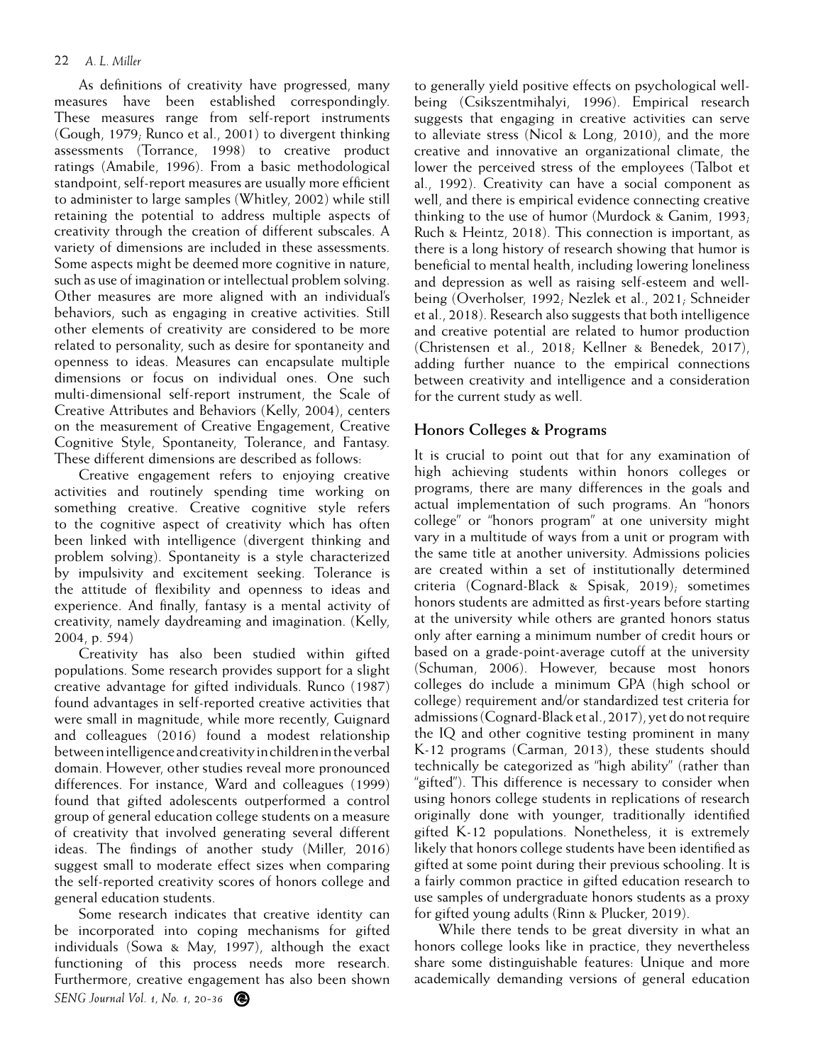As definitions of creativity have progressed, many measures have been established correspondingly. These measures range from self-report instruments (Gough, 1979; Runco et al., 2001) to divergent thinking assessments (Torrance, 1998) to creative product ratings (Amabile, 1996). From a basic methodological standpoint, self-report measures are usually more efficient to administer to large samples (Whitley, 2002) while still retaining the potential to address multiple aspects of creativity through the creation of different subscales. A variety of dimensions are included in these assessments. Some aspects might be deemed more cognitive in nature, such as use of imagination or intellectual problem solving. Other measures are more aligned with an individual's behaviors, such as engaging in creative activities. Still other elements of creativity are considered to be more related to personality, such as desire for spontaneity and openness to ideas. Measures can encapsulate multiple dimensions or focus on individual ones. One such multi-dimensional self-report instrument, the Scale of Creative Attributes and Behaviors (Kelly, 2004), centers on the measurement of Creative Engagement, Creative Cognitive Style, Spontaneity, Tolerance, and Fantasy. These different dimensions are described as follows:

Creative engagement refers to enjoying creative activities and routinely spending time working on something creative. Creative cognitive style refers to the cognitive aspect of creativity which has often been linked with intelligence (divergent thinking and problem solving). Spontaneity is a style characterized by impulsivity and excitement seeking. Tolerance is the attitude of flexibility and openness to ideas and experience. And finally, fantasy is a mental activity of creativity, namely daydreaming and imagination. (Kelly, 2004, p. 594)

Creativity has also been studied within gifted populations. Some research provides support for a slight creative advantage for gifted individuals. Runco (1987) found advantages in self-reported creative activities that were small in magnitude, while more recently, Guignard and colleagues (2016) found a modest relationship between intelligence and creativity in children in the verbal domain. However, other studies reveal more pronounced differences. For instance, Ward and colleagues (1999) found that gifted adolescents outperformed a control group of general education college students on a measure of creativity that involved generating several different ideas. The findings of another study (Miller, 2016) suggest small to moderate effect sizes when comparing the self-reported creativity scores of honors college and general education students.

Some research indicates that creative identity can be incorporated into coping mechanisms for gifted individuals (Sowa & May, 1997), although the exact functioning of this process needs more research. Furthermore, creative engagement has also been shown to generally yield positive effects on psychological well-being (Csikszentmihalyi, 1996). Empirical research suggests that engaging in creative activities can serve to alleviate stress (Nicol & Long, 2010), and the more creative and innovative an organizational climate, the lower the perceived stress of the employees (Talbot et al., 1992). Creativity can have a social component as well, and there is empirical evidence connecting creative thinking to the use of humor (Murdock & Ganim, 1993; Ruch & Heintz, 2018). This connection is important, as there is a long history of research showing that humor is beneficial to mental health, including lowering loneliness and depression as well as raising self-esteem and well-being (Overholser, 1992; Nezlek et al., 2021; Schneider et al., 2018). Research also suggests that both intelligence and creative potential are related to humor production (Christensen et al., 2018; Kellner & Benedek, 2017), adding further nuance to the empirical connections between creativity and intelligence and a consideration for the current study as well.

## Honors Colleges & Programs

It is crucial to point out that for any examination of high achieving students within honors colleges or programs, there are many differences in the goals and actual implementation of such programs. An "honors college" or "honors program" at one university might vary in a multitude of ways from a unit or program with the same title at another university. Admissions policies are created within a set of institutionally determined criteria (Cognard-Black & Spisak, 2019); sometimes honors students are admitted as first-years before starting at the university while others are granted honors status only after earning a minimum number of credit hours or based on a grade-point-average cutoff at the university (Schuman, 2006). However, because most honors colleges do include a minimum GPA (high school or college) requirement and/or standardized test criteria for admissions (Cognard-Black et al., 2017), yet do not require the IQ and other cognitive testing prominent in many K-12 programs (Carman, 2013), these students should technically be categorized as "high ability" (rather than "gifted"). This difference is necessary to consider when using honors college students in replications of research originally done with younger, traditionally identified gifted K-12 populations. Nonetheless, it is extremely likely that honors college students have been identified as gifted at some point during their previous schooling. It is a fairly common practice in gifted education research to use samples of undergraduate honors students as a proxy for gifted young adults (Rinn & Plucker, 2019).

While there tends to be great diversity in what an honors college looks like in practice, they nevertheless share some distinguishable features: Unique and more academically demanding versions of general education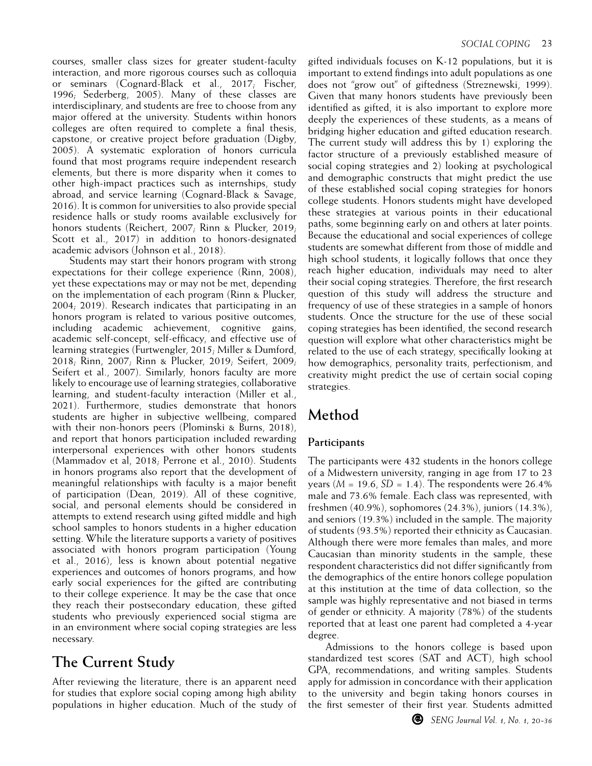courses, smaller class sizes for greater student-faculty interaction, and more rigorous courses such as colloquia or seminars (Cognard-Black et al., 2017; Fischer, 1996; Sederberg, 2005). Many of these classes are interdisciplinary, and students are free to choose from any major offered at the university. Students within honors colleges are often required to complete a final thesis, capstone, or creative project before graduation (Digby, 2005). A systematic exploration of honors curricula found that most programs require independent research elements, but there is more disparity when it comes to other high-impact practices such as internships, study abroad, and service learning (Cognard-Black & Savage, 2016). It is common for universities to also provide special residence halls or study rooms available exclusively for honors students (Reichert, 2007; Rinn & Plucker, 2019; Scott et al., 2017) in addition to honors-designated academic advisors (Johnson et al., 2018).

Students may start their honors program with strong expectations for their college experience (Rinn, 2008), yet these expectations may or may not be met, depending on the implementation of each program (Rinn & Plucker, 2004; 2019). Research indicates that participating in an honors program is related to various positive outcomes, including academic achievement, cognitive gains, academic self-concept, self-efficacy, and effective use of learning strategies (Furtwengler, 2015; Miller & Dumford, 2018; Rinn, 2007; Rinn & Plucker, 2019; Seifert, 2009; Seifert et al., 2007). Similarly, honors faculty are more likely to encourage use of learning strategies, collaborative learning, and student-faculty interaction (Miller et al., 2021). Furthermore, studies demonstrate that honors students are higher in subjective wellbeing, compared with their non-honors peers (Plominski & Burns, 2018), and report that honors participation included rewarding interpersonal experiences with other honors students (Mammadov et al, 2018; Perrone et al., 2010). Students in honors programs also report that the development of meaningful relationships with faculty is a major benefit of participation (Dean, 2019). All of these cognitive, social, and personal elements should be considered in attempts to extend research using gifted middle and high school samples to honors students in a higher education setting. While the literature supports a variety of positives associated with honors program participation (Young et al., 2016), less is known about potential negative experiences and outcomes of honors programs, and how early social experiences for the gifted are contributing to their college experience. It may be the case that once they reach their postsecondary education, these gifted students who previously experienced social stigma are in an environment where social coping strategies are less necessary.

## The Current Study

After reviewing the literature, there is an apparent need for studies that explore social coping among high ability populations in higher education. Much of the study of gifted individuals focuses on K-12 populations, but it is important to extend findings into adult populations as one does not "grow out" of giftedness (Streznewski, 1999). Given that many honors students have previously been identified as gifted, it is also important to explore more deeply the experiences of these students, as a means of bridging higher education and gifted education research. The current study will address this by 1) exploring the factor structure of a previously established measure of social coping strategies and 2) looking at psychological and demographic constructs that might predict the use of these established social coping strategies for honors college students. Honors students might have developed these strategies at various points in their educational paths, some beginning early on and others at later points. Because the educational and social experiences of college students are somewhat different from those of middle and high school students, it logically follows that once they reach higher education, individuals may need to alter their social coping strategies. Therefore, the first research question of this study will address the structure and frequency of use of these strategies in a sample of honors students. Once the structure for the use of these social coping strategies has been identified, the second research question will explore what other characteristics might be related to the use of each strategy, specifically looking at how demographics, personality traits, perfectionism, and creativity might predict the use of certain social coping strategies.

## Method

### Participants

The participants were 432 students in the honors college of a Midwestern university, ranging in age from 17 to 23 years ($M$ = 19.6, $SD$ = 1.4). The respondents were 26.4% male and 73.6% female. Each class was represented, with freshmen (40.9%), sophomores (24.3%), juniors (14.3%), and seniors (19.3%) included in the sample. The majority of students (93.5%) reported their ethnicity as Caucasian. Although there were more females than males, and more Caucasian than minority students in the sample, these respondent characteristics did not differ significantly from the demographics of the entire honors college population at this institution at the time of data collection, so the sample was highly representative and not biased in terms of gender or ethnicity. A majority (78%) of the students reported that at least one parent had completed a 4-year degree.

Admissions to the honors college is based upon standardized test scores (SAT and ACT), high school GPA, recommendations, and writing samples. Students apply for admission in concordance with their application to the university and begin taking honors courses in the first semester of their first year. Students admitted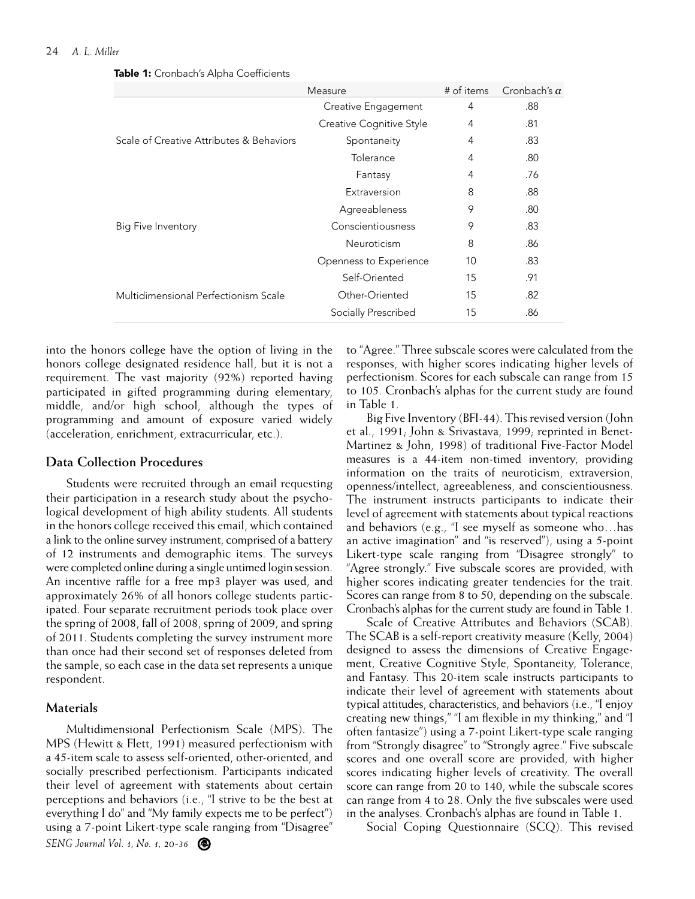**Table 1:** Cronbach's Alpha Coefficients

| Measure | | # of items | Cronbach's $\alpha$ |
|---|---|---|---|
| Scale of Creative Attributes & Behaviors | Creative Engagement | 4 | .88 |
| | Creative Cognitive Style | 4 | .81 |
| | Spontaneity | 4 | .83 |
| | Tolerance | 4 | .80 |
| | Fantasy | 4 | .76 |
| Big Five Inventory | Extraversion | 8 | .88 |
| | Agreeableness | 9 | .80 |
| | Conscientiousness | 9 | .83 |
| | Neuroticism | 8 | .86 |
| | Openness to Experience | 10 | .83 |
| Multidimensional Perfectionism Scale | Self-Oriented | 15 | .91 |
| | Other-Oriented | 15 | .82 |
| | Socially Prescribed | 15 | .86 |

into the honors college have the option of living in the honors college designated residence hall, but it is not a requirement. The vast majority (92%) reported having participated in gifted programming during elementary, middle, and/or high school, although the types of programming and amount of exposure varied widely (acceleration, enrichment, extracurricular, etc.).

## Data Collection Procedures

Students were recruited through an email requesting their participation in a research study about the psychological development of high ability students. All students in the honors college received this email, which contained a link to the online survey instrument, comprised of a battery of 12 instruments and demographic items. The surveys were completed online during a single untimed login session. An incentive raffle for a free mp3 player was used, and approximately 26% of all honors college students participated. Four separate recruitment periods took place over the spring of 2008, fall of 2008, spring of 2009, and spring of 2011. Students completing the survey instrument more than once had their second set of responses deleted from the sample, so each case in the data set represents a unique respondent.

## Materials

Multidimensional Perfectionism Scale (MPS). The MPS (Hewitt & Flett, 1991) measured perfectionism with a 45-item scale to assess self-oriented, other-oriented, and socially prescribed perfectionism. Participants indicated their level of agreement with statements about certain perceptions and behaviors (i.e., "I strive to be the best at everything I do" and "My family expects me to be perfect") using a 7-point Likert-type scale ranging from "Disagree" to "Agree." Three subscale scores were calculated from the responses, with higher scores indicating higher levels of perfectionism. Scores for each subscale can range from 15 to 105. Cronbach's alphas for the current study are found in Table 1.

Big Five Inventory (BFI-44). This revised version (John et al., 1991; John & Srivastava, 1999; reprinted in Benet-Martinez & John, 1998) of traditional Five-Factor Model measures is a 44-item non-timed inventory, providing information on the traits of neuroticism, extraversion, openness/intellect, agreeableness, and conscientiousness. The instrument instructs participants to indicate their level of agreement with statements about typical reactions and behaviors (e.g., "I see myself as someone who…has an active imagination" and "is reserved"), using a 5-point Likert-type scale ranging from "Disagree strongly" to "Agree strongly." Five subscale scores are provided, with higher scores indicating greater tendencies for the trait. Scores can range from 8 to 50, depending on the subscale. Cronbach's alphas for the current study are found in Table 1.

Scale of Creative Attributes and Behaviors (SCAB). The SCAB is a self-report creativity measure (Kelly, 2004) designed to assess the dimensions of Creative Engagement, Creative Cognitive Style, Spontaneity, Tolerance, and Fantasy. This 20-item scale instructs participants to indicate their level of agreement with statements about typical attitudes, characteristics, and behaviors (i.e., "I enjoy creating new things," "I am flexible in my thinking," and "I often fantasize") using a 7-point Likert-type scale ranging from "Strongly disagree" to "Strongly agree." Five subscale scores and one overall score are provided, with higher scores indicating higher levels of creativity. The overall score can range from 20 to 140, while the subscale scores can range from 4 to 28. Only the five subscales were used in the analyses. Cronbach's alphas are found in Table 1.

Social Coping Questionnaire (SCQ). This revised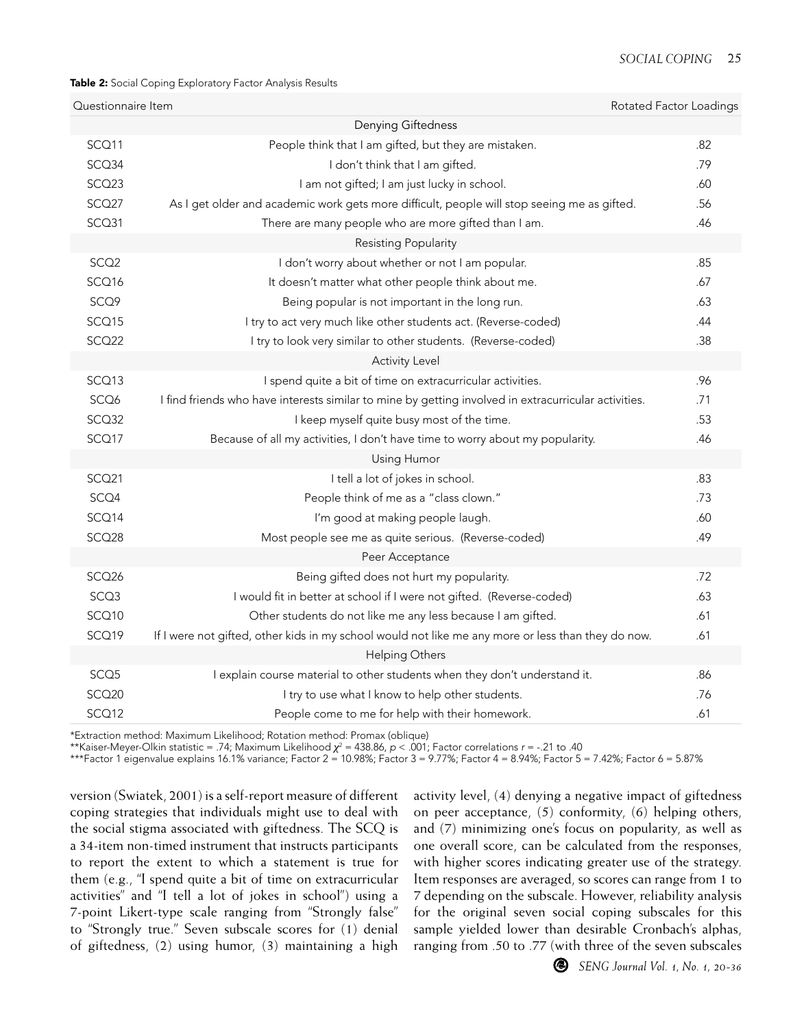**Table 2:** Social Coping Exploratory Factor Analysis Results

| Questionnaire Item | | Rotated Factor Loadings |
|---|---|---|
| | Denying Giftedness | |
| SCQ11 | People think that I am gifted, but they are mistaken. | .82 |
| SCQ34 | I don't think that I am gifted. | .79 |
| SCQ23 | I am not gifted; I am just lucky in school. | .60 |
| SCQ27 | As I get older and academic work gets more difficult, people will stop seeing me as gifted. | .56 |
| SCQ31 | There are many people who are more gifted than I am. | .46 |
| | Resisting Popularity | |
| SCQ2 | I don't worry about whether or not I am popular. | .85 |
| SCQ16 | It doesn't matter what other people think about me. | .67 |
| SCQ9 | Being popular is not important in the long run. | .63 |
| SCQ15 | I try to act very much like other students act. (Reverse-coded) | .44 |
| SCQ22 | I try to look very similar to other students. (Reverse-coded) | .38 |
| | Activity Level | |
| SCQ13 | I spend quite a bit of time on extracurricular activities. | .96 |
| SCQ6 | I find friends who have interests similar to mine by getting involved in extracurricular activities. | .71 |
| SCQ32 | I keep myself quite busy most of the time. | .53 |
| SCQ17 | Because of all my activities, I don't have time to worry about my popularity. | .46 |
| | Using Humor | |
| SCQ21 | I tell a lot of jokes in school. | .83 |
| SCQ4 | People think of me as a "class clown." | .73 |
| SCQ14 | I'm good at making people laugh. | .60 |
| SCQ28 | Most people see me as quite serious. (Reverse-coded) | .49 |
| | Peer Acceptance | |
| SCQ26 | Being gifted does not hurt my popularity. | .72 |
| SCQ3 | I would fit in better at school if I were not gifted. (Reverse-coded) | .63 |
| SCQ10 | Other students do not like me any less because I am gifted. | .61 |
| SCQ19 | If I were not gifted, other kids in my school would not like me any more or less than they do now. | .61 |
| | Helping Others | |
| SCQ5 | I explain course material to other students when they don't understand it. | .86 |
| SCQ20 | I try to use what I know to help other students. | .76 |
| SCQ12 | People come to me for help with their homework. | .61 |

*Extraction method: Maximum Likelihood; Rotation method: Promax (oblique)
**Kaiser-Meyer-Olkin statistic = .74; Maximum Likelihood $\chi^2 = 438.86$, $p < .001$; Factor correlations $r = -.21$ to $.40$
***Factor 1 eigenvalue explains 16.1% variance; Factor 2 = 10.98%; Factor 3 = 9.77%; Factor 4 = 8.94%; Factor 5 = 7.42%; Factor 6 = 5.87%

version (Swiatek, 2001) is a self-report measure of different coping strategies that individuals might use to deal with the social stigma associated with giftedness. The SCQ is a 34-item non-timed instrument that instructs participants to report the extent to which a statement is true for them (e.g., "I spend quite a bit of time on extracurricular activities" and "I tell a lot of jokes in school") using a 7-point Likert-type scale ranging from "Strongly false" to "Strongly true." Seven subscale scores for (1) denial of giftedness, (2) using humor, (3) maintaining a high activity level, (4) denying a negative impact of giftedness on peer acceptance, (5) conformity, (6) helping others, and (7) minimizing one's focus on popularity, as well as one overall score, can be calculated from the responses, with higher scores indicating greater use of the strategy. Item responses are averaged, so scores can range from 1 to 7 depending on the subscale. However, reliability analysis for the original seven social coping subscales for this sample yielded lower than desirable Cronbach's alphas, ranging from .50 to .77 (with three of the seven subscales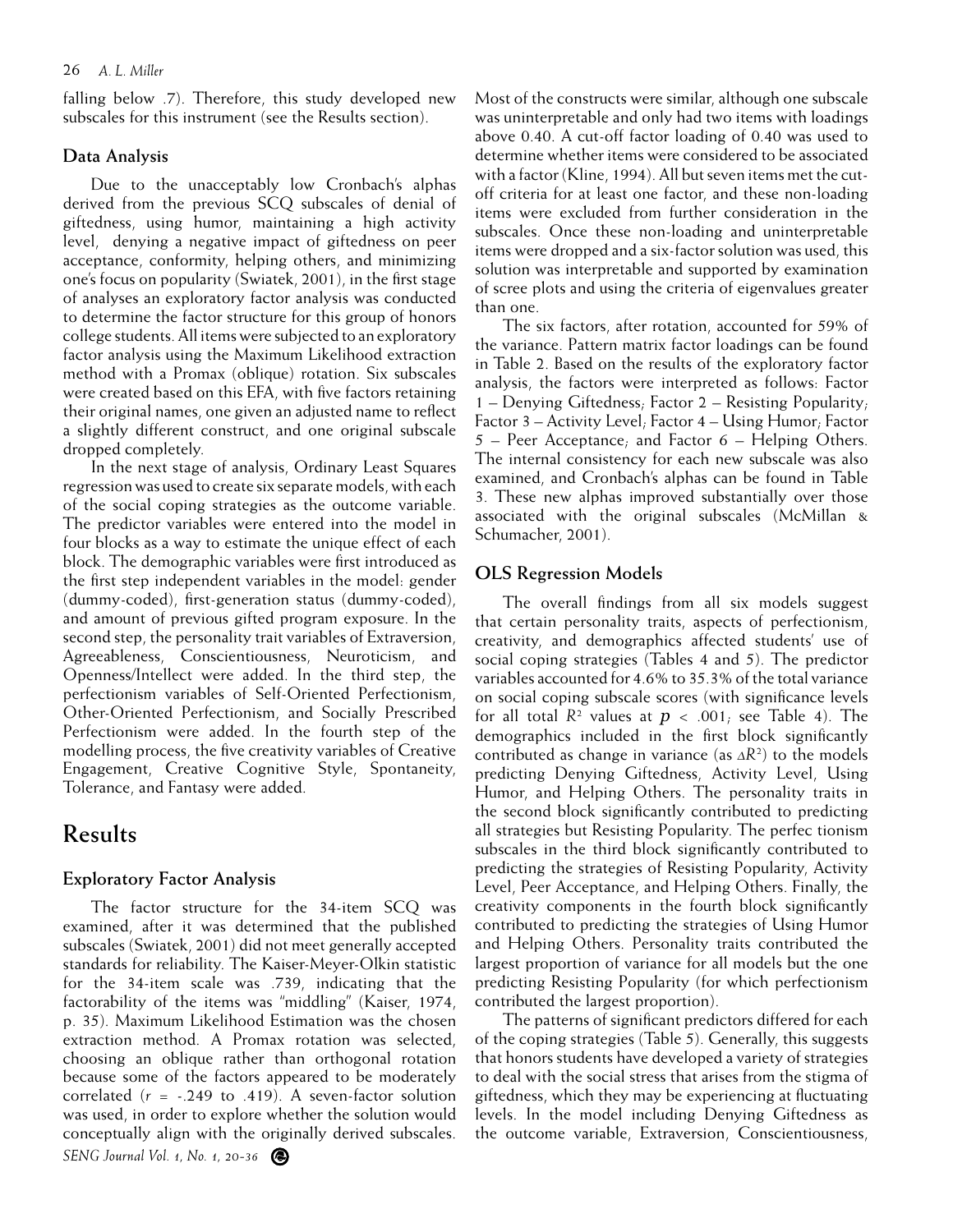falling below .7). Therefore, this study developed new subscales for this instrument (see the Results section).

### Data Analysis

Due to the unacceptably low Cronbach's alphas derived from the previous SCQ subscales of denial of giftedness, using humor, maintaining a high activity level, denying a negative impact of giftedness on peer acceptance, conformity, helping others, and minimizing one's focus on popularity (Swiatek, 2001), in the first stage of analyses an exploratory factor analysis was conducted to determine the factor structure for this group of honors college students. All items were subjected to an exploratory factor analysis using the Maximum Likelihood extraction method with a Promax (oblique) rotation. Six subscales were created based on this EFA, with five factors retaining their original names, one given an adjusted name to reflect a slightly different construct, and one original subscale dropped completely.

In the next stage of analysis, Ordinary Least Squares regression was used to create six separate models, with each of the social coping strategies as the outcome variable. The predictor variables were entered into the model in four blocks as a way to estimate the unique effect of each block. The demographic variables were first introduced as the first step independent variables in the model: gender (dummy-coded), first-generation status (dummy-coded), and amount of previous gifted program exposure. In the second step, the personality trait variables of Extraversion, Agreeableness, Conscientiousness, Neuroticism, and Openness/Intellect were added. In the third step, the perfectionism variables of Self-Oriented Perfectionism, Other-Oriented Perfectionism, and Socially Prescribed Perfectionism were added. In the fourth step of the modelling process, the five creativity variables of Creative Engagement, Creative Cognitive Style, Spontaneity, Tolerance, and Fantasy were added.

## Results

### Exploratory Factor Analysis

The factor structure for the 34-item SCQ was examined, after it was determined that the published subscales (Swiatek, 2001) did not meet generally accepted standards for reliability. The Kaiser-Meyer-Olkin statistic for the 34-item scale was .739, indicating that the factorability of the items was "middling" (Kaiser, 1974, p. 35). Maximum Likelihood Estimation was the chosen extraction method. A Promax rotation was selected, choosing an oblique rather than orthogonal rotation because some of the factors appeared to be moderately correlated ($r$ = -.249 to .419). A seven-factor solution was used, in order to explore whether the solution would conceptually align with the originally derived subscales. Most of the constructs were similar, although one subscale was uninterpretable and only had two items with loadings above 0.40. A cut-off factor loading of 0.40 was used to determine whether items were considered to be associated with a factor (Kline, 1994). All but seven items met the cut-off criteria for at least one factor, and these non-loading items were excluded from further consideration in the subscales. Once these non-loading and uninterpretable items were dropped and a six-factor solution was used, this solution was interpretable and supported by examination of scree plots and using the criteria of eigenvalues greater than one.

The six factors, after rotation, accounted for 59% of the variance. Pattern matrix factor loadings can be found in Table 2. Based on the results of the exploratory factor analysis, the factors were interpreted as follows: Factor 1 – Denying Giftedness; Factor 2 – Resisting Popularity; Factor 3 – Activity Level; Factor 4 – Using Humor; Factor 5 – Peer Acceptance; and Factor 6 – Helping Others. The internal consistency for each new subscale was also examined, and Cronbach's alphas can be found in Table 3. These new alphas improved substantially over those associated with the original subscales (McMillan & Schumacher, 2001).

### OLS Regression Models

The overall findings from all six models suggest that certain personality traits, aspects of perfectionism, creativity, and demographics affected students' use of social coping strategies (Tables 4 and 5). The predictor variables accounted for 4.6% to 35.3% of the total variance on social coping subscale scores (with significance levels for all total $R^2$ values at $p < .001$; see Table 4). The demographics included in the first block significantly contributed as change in variance (as $\Delta R^2$) to the models predicting Denying Giftedness, Activity Level, Using Humor, and Helping Others. The personality traits in the second block significantly contributed to predicting all strategies but Resisting Popularity. The perfec tionism subscales in the third block significantly contributed to predicting the strategies of Resisting Popularity, Activity Level, Peer Acceptance, and Helping Others. Finally, the creativity components in the fourth block significantly contributed to predicting the strategies of Using Humor and Helping Others. Personality traits contributed the largest proportion of variance for all models but the one predicting Resisting Popularity (for which perfectionism contributed the largest proportion).

The patterns of significant predictors differed for each of the coping strategies (Table 5). Generally, this suggests that honors students have developed a variety of strategies to deal with the social stress that arises from the stigma of giftedness, which they may be experiencing at fluctuating levels. In the model including Denying Giftedness as the outcome variable, Extraversion, Conscientiousness,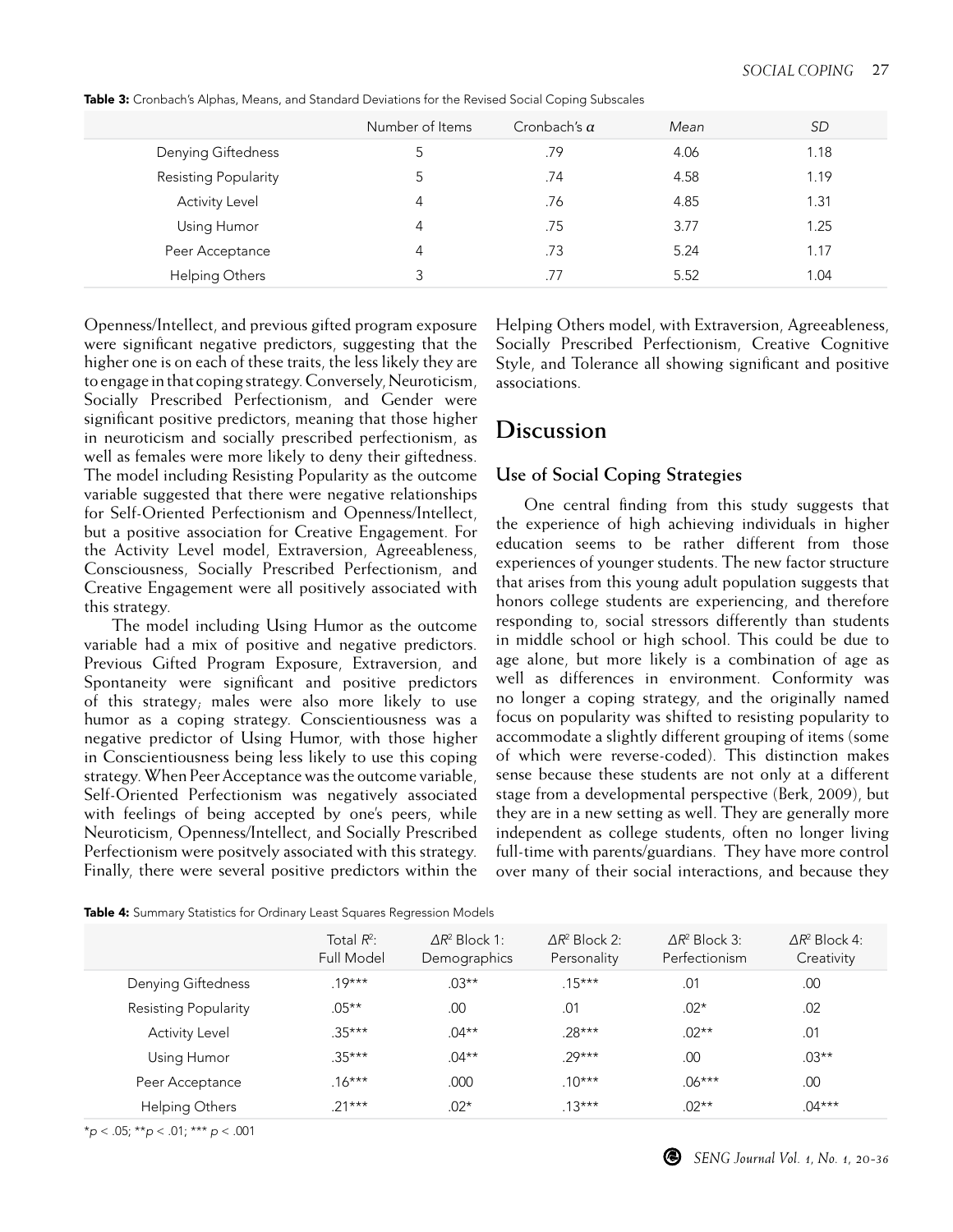**Table 3:** Cronbach's Alphas, Means, and Standard Deviations for the Revised Social Coping Subscales

| | Number of Items | Cronbach's $\alpha$ | *Mean* | *SD* |
|---|---|---|---|---|
| Denying Giftedness | 5 | .79 | 4.06 | 1.18 |
| Resisting Popularity | 5 | .74 | 4.58 | 1.19 |
| Activity Level | 4 | .76 | 4.85 | 1.31 |
| Using Humor | 4 | .75 | 3.77 | 1.25 |
| Peer Acceptance | 4 | .73 | 5.24 | 1.17 |
| Helping Others | 3 | .77 | 5.52 | 1.04 |

Openness/Intellect, and previous gifted program exposure were significant negative predictors, suggesting that the higher one is on each of these traits, the less likely they are to engage in that coping strategy. Conversely, Neuroticism, Socially Prescribed Perfectionism, and Gender were significant positive predictors, meaning that those higher in neuroticism and socially prescribed perfectionism, as well as females were more likely to deny their giftedness. The model including Resisting Popularity as the outcome variable suggested that there were negative relationships for Self-Oriented Perfectionism and Openness/Intellect, but a positive association for Creative Engagement. For the Activity Level model, Extraversion, Agreeableness, Consciousness, Socially Prescribed Perfectionism, and Creative Engagement were all positively associated with this strategy.

The model including Using Humor as the outcome variable had a mix of positive and negative predictors. Previous Gifted Program Exposure, Extraversion, and Spontaneity were significant and positive predictors of this strategy; males were also more likely to use humor as a coping strategy. Conscientiousness was a negative predictor of Using Humor, with those higher in Conscientiousness being less likely to use this coping strategy. When Peer Acceptance was the outcome variable, Self-Oriented Perfectionism was negatively associated with feelings of being accepted by one's peers, while Neuroticism, Openness/Intellect, and Socially Prescribed Perfectionism were positvely associated with this strategy. Finally, there were several positive predictors within the Helping Others model, with Extraversion, Agreeableness, Socially Prescribed Perfectionism, Creative Cognitive Style, and Tolerance all showing significant and positive associations.

# Discussion

## Use of Social Coping Strategies

One central finding from this study suggests that the experience of high achieving individuals in higher education seems to be rather different from those experiences of younger students. The new factor structure that arises from this young adult population suggests that honors college students are experiencing, and therefore responding to, social stressors differently than students in middle school or high school. This could be due to age alone, but more likely is a combination of age as well as differences in environment. Conformity was no longer a coping strategy, and the originally named focus on popularity was shifted to resisting popularity to accommodate a slightly different grouping of items (some of which were reverse-coded). This distinction makes sense because these students are not only at a different stage from a developmental perspective (Berk, 2009), but they are in a new setting as well. They are generally more independent as college students, often no longer living full-time with parents/guardians. They have more control over many of their social interactions, and because they

**Table 4:** Summary Statistics for Ordinary Least Squares Regression Models

| | Total $R^2$: Full Model | $\Delta R^2$ Block 1: Demographics | $\Delta R^2$ Block 2: Personality | $\Delta R^2$ Block 3: Perfectionism | $\Delta R^2$ Block 4: Creativity |
|---|---|---|---|---|---|
| Denying Giftedness | .19*** | .03** | .15*** | .01 | .00 |
| Resisting Popularity | .05** | .00 | .01 | .02* | .02 |
| Activity Level | .35*** | .04** | .28*** | .02** | .01 |
| Using Humor | .35*** | .04** | .29*** | .00 | .03** |
| Peer Acceptance | .16*** | .000 | .10*** | .06*** | .00 |
| Helping Others | .21*** | .02* | .13*** | .02** | .04*** |

*$p < .05$; **$p < .01$; *** $p < .001$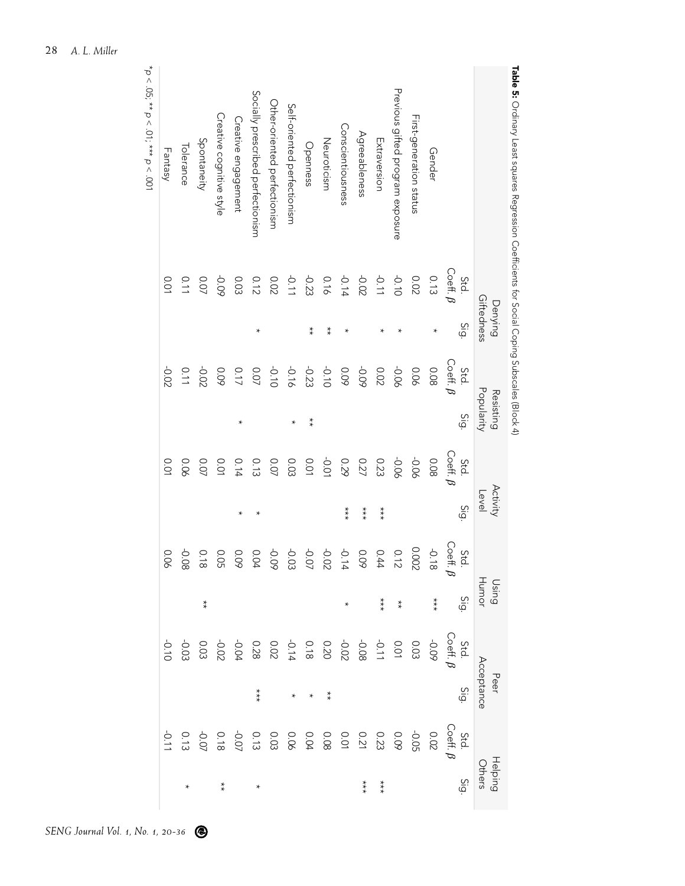**Table 5:** Ordinary Least squares Regression Coefficients for Social Coping Subscales (Block 4)

| | Denying Giftedness | | Resisting Popularity | | Activity Level | | Using Humor | | Peer Acceptance | | Helping Others | |
|---|---|---|---|---|---|---|---|---|---|---|---|---|
| | Std. Coeff. $\beta$ | Sig. | Std. Coeff. $\beta$ | Sig. | Std. Coeff. $\beta$ | Sig. | Std. Coeff. $\beta$ | Sig. | Std. Coeff. $\beta$ | Sig. | Std. Coeff. $\beta$ | Sig. |
| Gender | 0.13 | * | 0.08 | | 0.08 | | -0.18 | *** | -0.09 | | 0.02 | |
| First-generation status | 0.02 | | 0.06 | | -0.06 | | 0.002 | | 0.03 | | -0.05 | |
| Previous gifted program exposure | -0.10 | * | -0.06 | | -0.06 | | 0.12 | ** | 0.01 | | 0.09 | |
| Extraversion | -0.11 | * | 0.02 | | 0.23 | *** | 0.44 | *** | -0.11 | | 0.23 | *** |
| Agreeableness | -0.02 | | -0.09 | | 0.27 | *** | 0.09 | | -0.08 | | 0.21 | *** |
| Conscientiousness | -0.14 | * | 0.09 | | 0.29 | *** | -0.14 | * | -0.02 | | 0.01 | |
| Neuroticism | 0.16 | ** | -0.10 | | -0.01 | | -0.02 | | 0.20 | ** | 0.08 | |
| Openness | -0.23 | ** | -0.23 | ** | 0.01 | | -0.07 | | 0.18 | * | 0.04 | |
| Self-oriented perfectionism | -0.11 | | -0.16 | * | 0.03 | | -0.03 | | -0.14 | * | 0.06 | |
| Other-oriented perfectionism | 0.02 | | -0.10 | | 0.07 | | -0.09 | | 0.02 | | 0.03 | |
| Socially prescribed perfectionism | 0.12 | * | 0.07 | | 0.13 | * | 0.04 | | 0.28 | *** | 0.13 | * |
| Creative engagement | 0.03 | | 0.17 | * | 0.14 | * | 0.09 | | -0.04 | | -0.07 | |
| Creative cognitive style | -0.09 | | 0.09 | | 0.01 | | 0.05 | | -0.02 | | 0.18 | ** |
| Spontaneity | 0.07 | | -0.02 | | 0.07 | | 0.18 | ** | 0.03 | | -0.07 | |
| Tolerance | 0.11 | | 0.11 | | 0.06 | | -0.08 | | -0.03 | | 0.13 | * |
| Fantasy | 0.01 | | -0.02 | | 0.01 | | 0.06 | | -0.10 | | -0.11 | |

*$p < .05$; ** $p < .01$; *** $p < .001$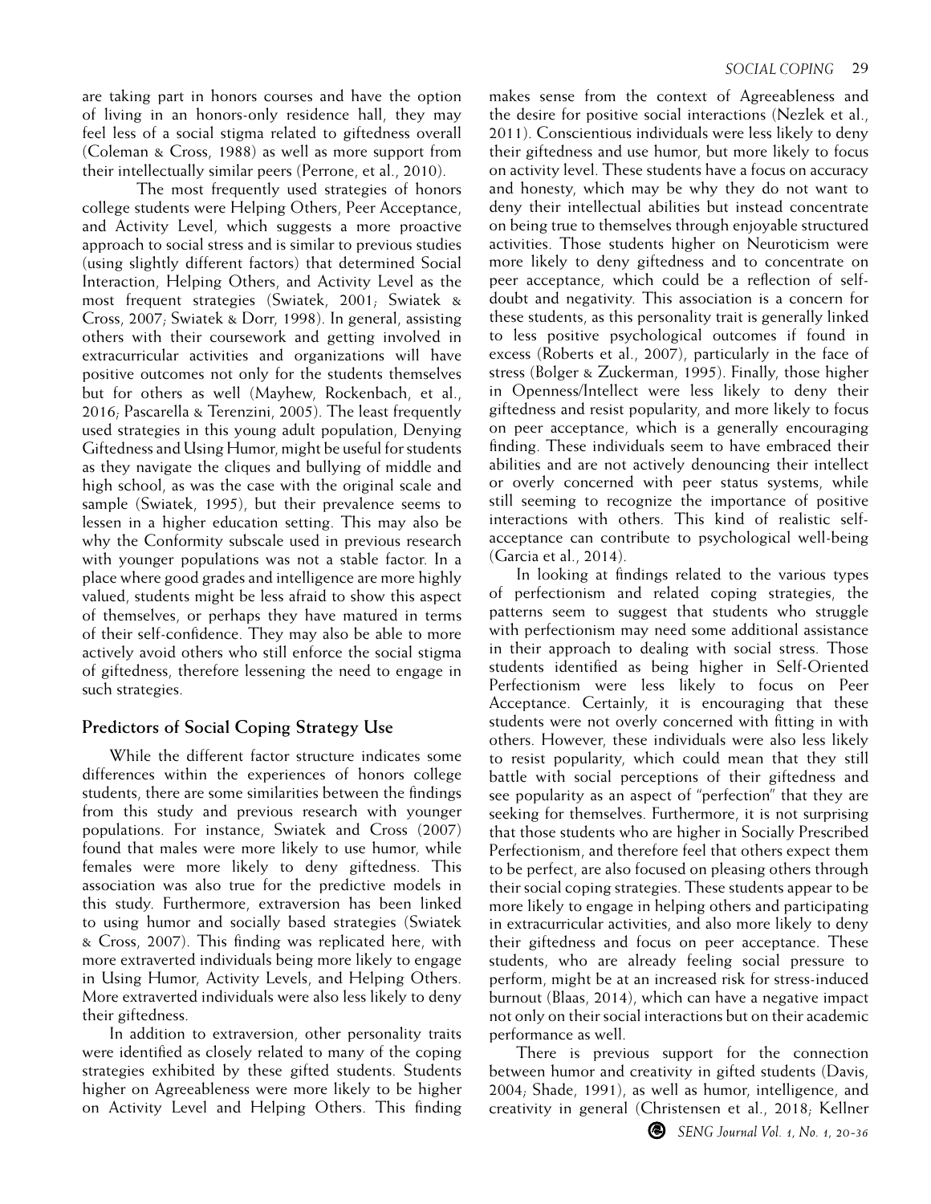are taking part in honors courses and have the option of living in an honors-only residence hall, they may feel less of a social stigma related to giftedness overall (Coleman & Cross, 1988) as well as more support from their intellectually similar peers (Perrone, et al., 2010).

The most frequently used strategies of honors college students were Helping Others, Peer Acceptance, and Activity Level, which suggests a more proactive approach to social stress and is similar to previous studies (using slightly different factors) that determined Social Interaction, Helping Others, and Activity Level as the most frequent strategies (Swiatek, 2001; Swiatek & Cross, 2007; Swiatek & Dorr, 1998). In general, assisting others with their coursework and getting involved in extracurricular activities and organizations will have positive outcomes not only for the students themselves but for others as well (Mayhew, Rockenbach, et al., 2016; Pascarella & Terenzini, 2005). The least frequently used strategies in this young adult population, Denying Giftedness and Using Humor, might be useful for students as they navigate the cliques and bullying of middle and high school, as was the case with the original scale and sample (Swiatek, 1995), but their prevalence seems to lessen in a higher education setting. This may also be why the Conformity subscale used in previous research with younger populations was not a stable factor. In a place where good grades and intelligence are more highly valued, students might be less afraid to show this aspect of themselves, or perhaps they have matured in terms of their self-confidence. They may also be able to more actively avoid others who still enforce the social stigma of giftedness, therefore lessening the need to engage in such strategies.

## Predictors of Social Coping Strategy Use

While the different factor structure indicates some differences within the experiences of honors college students, there are some similarities between the findings from this study and previous research with younger populations. For instance, Swiatek and Cross (2007) found that males were more likely to use humor, while females were more likely to deny giftedness. This association was also true for the predictive models in this study. Furthermore, extraversion has been linked to using humor and socially based strategies (Swiatek & Cross, 2007). This finding was replicated here, with more extraverted individuals being more likely to engage in Using Humor, Activity Levels, and Helping Others. More extraverted individuals were also less likely to deny their giftedness.

In addition to extraversion, other personality traits were identified as closely related to many of the coping strategies exhibited by these gifted students. Students higher on Agreeableness were more likely to be higher on Activity Level and Helping Others. This finding makes sense from the context of Agreeableness and the desire for positive social interactions (Nezlek et al., 2011). Conscientious individuals were less likely to deny their giftedness and use humor, but more likely to focus on activity level. These students have a focus on accuracy and honesty, which may be why they do not want to deny their intellectual abilities but instead concentrate on being true to themselves through enjoyable structured activities. Those students higher on Neuroticism were more likely to deny giftedness and to concentrate on peer acceptance, which could be a reflection of self-doubt and negativity. This association is a concern for these students, as this personality trait is generally linked to less positive psychological outcomes if found in excess (Roberts et al., 2007), particularly in the face of stress (Bolger & Zuckerman, 1995). Finally, those higher in Openness/Intellect were less likely to deny their giftedness and resist popularity, and more likely to focus on peer acceptance, which is a generally encouraging finding. These individuals seem to have embraced their abilities and are not actively denouncing their intellect or overly concerned with peer status systems, while still seeming to recognize the importance of positive interactions with others. This kind of realistic self-acceptance can contribute to psychological well-being (Garcia et al., 2014).

In looking at findings related to the various types of perfectionism and related coping strategies, the patterns seem to suggest that students who struggle with perfectionism may need some additional assistance in their approach to dealing with social stress. Those students identified as being higher in Self-Oriented Perfectionism were less likely to focus on Peer Acceptance. Certainly, it is encouraging that these students were not overly concerned with fitting in with others. However, these individuals were also less likely to resist popularity, which could mean that they still battle with social perceptions of their giftedness and see popularity as an aspect of "perfection" that they are seeking for themselves. Furthermore, it is not surprising that those students who are higher in Socially Prescribed Perfectionism, and therefore feel that others expect them to be perfect, are also focused on pleasing others through their social coping strategies. These students appear to be more likely to engage in helping others and participating in extracurricular activities, and also more likely to deny their giftedness and focus on peer acceptance. These students, who are already feeling social pressure to perform, might be at an increased risk for stress-induced burnout (Blaas, 2014), which can have a negative impact not only on their social interactions but on their academic performance as well.

There is previous support for the connection between humor and creativity in gifted students (Davis, 2004; Shade, 1991), as well as humor, intelligence, and creativity in general (Christensen et al., 2018; Kellner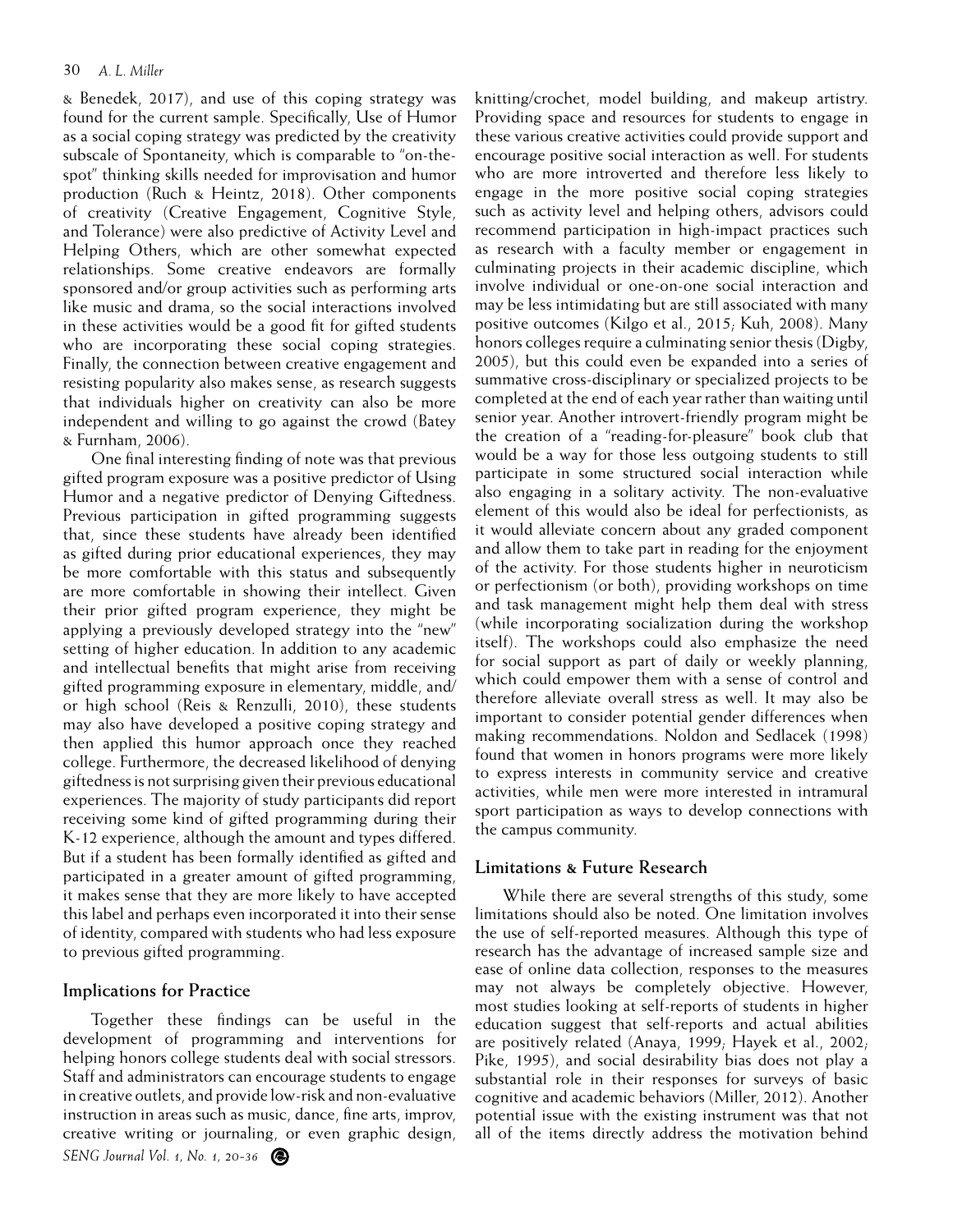& Benedek, 2017), and use of this coping strategy was found for the current sample. Specifically, Use of Humor as a social coping strategy was predicted by the creativity subscale of Spontaneity, which is comparable to "on-the-spot" thinking skills needed for improvisation and humor production (Ruch & Heintz, 2018). Other components of creativity (Creative Engagement, Cognitive Style, and Tolerance) were also predictive of Activity Level and Helping Others, which are other somewhat expected relationships. Some creative endeavors are formally sponsored and/or group activities such as performing arts like music and drama, so the social interactions involved in these activities would be a good fit for gifted students who are incorporating these social coping strategies. Finally, the connection between creative engagement and resisting popularity also makes sense, as research suggests that individuals higher on creativity can also be more independent and willing to go against the crowd (Batey & Furnham, 2006).

One final interesting finding of note was that previous gifted program exposure was a positive predictor of Using Humor and a negative predictor of Denying Giftedness. Previous participation in gifted programming suggests that, since these students have already been identified as gifted during prior educational experiences, they may be more comfortable with this status and subsequently are more comfortable in showing their intellect. Given their prior gifted program experience, they might be applying a previously developed strategy into the "new" setting of higher education. In addition to any academic and intellectual benefits that might arise from receiving gifted programming exposure in elementary, middle, and/or high school (Reis & Renzulli, 2010), these students may also have developed a positive coping strategy and then applied this humor approach once they reached college. Furthermore, the decreased likelihood of denying giftedness is not surprising given their previous educational experiences. The majority of study participants did report receiving some kind of gifted programming during their K-12 experience, although the amount and types differed. But if a student has been formally identified as gifted and participated in a greater amount of gifted programming, it makes sense that they are more likely to have accepted this label and perhaps even incorporated it into their sense of identity, compared with students who had less exposure to previous gifted programming.

## Implications for Practice

Together these findings can be useful in the development of programming and interventions for helping honors college students deal with social stressors. Staff and administrators can encourage students to engage in creative outlets, and provide low-risk and non-evaluative instruction in areas such as music, dance, fine arts, improv, creative writing or journaling, or even graphic design, knitting/crochet, model building, and makeup artistry. Providing space and resources for students to engage in these various creative activities could provide support and encourage positive social interaction as well. For students who are more introverted and therefore less likely to engage in the more positive social coping strategies such as activity level and helping others, advisors could recommend participation in high-impact practices such as research with a faculty member or engagement in culminating projects in their academic discipline, which involve individual or one-on-one social interaction and may be less intimidating but are still associated with many positive outcomes (Kilgo et al., 2015; Kuh, 2008). Many honors colleges require a culminating senior thesis (Digby, 2005), but this could even be expanded into a series of summative cross-disciplinary or specialized projects to be completed at the end of each year rather than waiting until senior year. Another introvert-friendly program might be the creation of a "reading-for-pleasure" book club that would be a way for those less outgoing students to still participate in some structured social interaction while also engaging in a solitary activity. The non-evaluative element of this would also be ideal for perfectionists, as it would alleviate concern about any graded component and allow them to take part in reading for the enjoyment of the activity. For those students higher in neuroticism or perfectionism (or both), providing workshops on time and task management might help them deal with stress (while incorporating socialization during the workshop itself). The workshops could also emphasize the need for social support as part of daily or weekly planning, which could empower them with a sense of control and therefore alleviate overall stress as well. It may also be important to consider potential gender differences when making recommendations. Noldon and Sedlacek (1998) found that women in honors programs were more likely to express interests in community service and creative activities, while men were more interested in intramural sport participation as ways to develop connections with the campus community.

## Limitations & Future Research

While there are several strengths of this study, some limitations should also be noted. One limitation involves the use of self-reported measures. Although this type of research has the advantage of increased sample size and ease of online data collection, responses to the measures may not always be completely objective. However, most studies looking at self-reports of students in higher education suggest that self-reports and actual abilities are positively related (Anaya, 1999; Hayek et al., 2002; Pike, 1995), and social desirability bias does not play a substantial role in their responses for surveys of basic cognitive and academic behaviors (Miller, 2012). Another potential issue with the existing instrument was that not all of the items directly address the motivation behind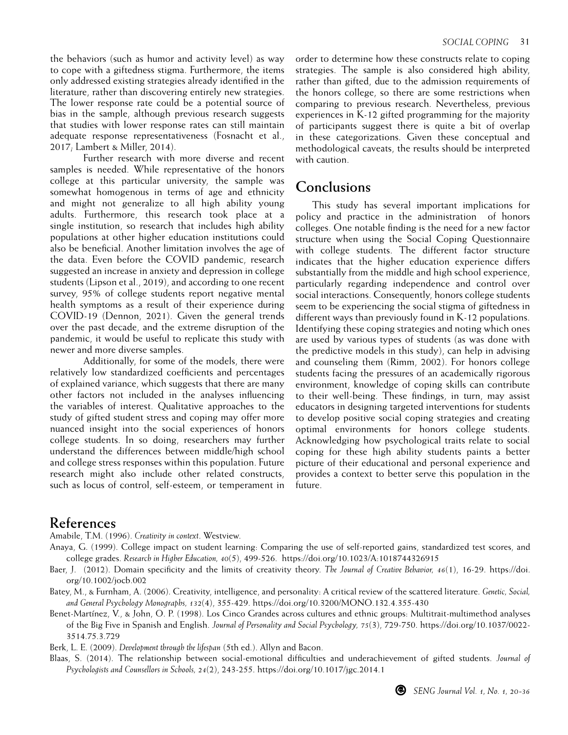the behaviors (such as humor and activity level) as way to cope with a giftedness stigma. Furthermore, the items only addressed existing strategies already identified in the literature, rather than discovering entirely new strategies. The lower response rate could be a potential source of bias in the sample, although previous research suggests that studies with lower response rates can still maintain adequate response representativeness (Fosnacht et al., 2017; Lambert & Miller, 2014).

Further research with more diverse and recent samples is needed. While representative of the honors college at this particular university, the sample was somewhat homogenous in terms of age and ethnicity and might not generalize to all high ability young adults. Furthermore, this research took place at a single institution, so research that includes high ability populations at other higher education institutions could also be beneficial. Another limitation involves the age of the data. Even before the COVID pandemic, research suggested an increase in anxiety and depression in college students (Lipson et al., 2019), and according to one recent survey, 95% of college students report negative mental health symptoms as a result of their experience during COVID-19 (Dennon, 2021). Given the general trends over the past decade, and the extreme disruption of the pandemic, it would be useful to replicate this study with newer and more diverse samples.

Additionally, for some of the models, there were relatively low standardized coefficients and percentages of explained variance, which suggests that there are many other factors not included in the analyses influencing the variables of interest. Qualitative approaches to the study of gifted student stress and coping may offer more nuanced insight into the social experiences of honors college students. In so doing, researchers may further understand the differences between middle/high school and college stress responses within this population. Future research might also include other related constructs, such as locus of control, self-esteem, or temperament in order to determine how these constructs relate to coping strategies. The sample is also considered high ability, rather than gifted, due to the admission requirements of the honors college, so there are some restrictions when comparing to previous research. Nevertheless, previous experiences in K-12 gifted programming for the majority of participants suggest there is quite a bit of overlap in these categorizations. Given these conceptual and methodological caveats, the results should be interpreted with caution.

## Conclusions

This study has several important implications for policy and practice in the administration of honors colleges. One notable finding is the need for a new factor structure when using the Social Coping Questionnaire with college students. The different factor structure indicates that the higher education experience differs substantially from the middle and high school experience, particularly regarding independence and control over social interactions. Consequently, honors college students seem to be experiencing the social stigma of giftedness in different ways than previously found in K-12 populations. Identifying these coping strategies and noting which ones are used by various types of students (as was done with the predictive models in this study), can help in advising and counseling them (Rimm, 2002). For honors college students facing the pressures of an academically rigorous environment, knowledge of coping skills can contribute to their well-being. These findings, in turn, may assist educators in designing targeted interventions for students to develop positive social coping strategies and creating optimal environments for honors college students. Acknowledging how psychological traits relate to social coping for these high ability students paints a better picture of their educational and personal experience and provides a context to better serve this population in the future.

## References

Amabile, T.M. (1996). *Creativity in context*. Westview.

Anaya, G. (1999). College impact on student learning: Comparing the use of self-reported gains, standardized test scores, and college grades. *Research in Higher Education, 40*(5), 499-526. https://doi.org/10.1023/A:1018744326915

Baer, J. (2012). Domain specificity and the limits of creativity theory. *The Journal of Creative Behavior, 46*(1), 16-29. https://doi.org/10.1002/jocb.002

Batey, M., & Furnham, A. (2006). Creativity, intelligence, and personality: A critical review of the scattered literature. *Genetic, Social, and General Psychology Monographs, 132*(4), 355-429. https://doi.org/10.3200/MONO.132.4.355-430

Benet-Martínez, V., & John, O. P. (1998). Los Cinco Grandes across cultures and ethnic groups: Multitrait-multimethod analyses of the Big Five in Spanish and English. *Journal of Personality and Social Psychology, 75*(3), 729-750. https://doi.org/10.1037/0022-3514.75.3.729

Berk, L. E. (2009). *Development through the lifespan* (5th ed.). Allyn and Bacon.

Blaas, S. (2014). The relationship between social-emotional difficulties and underachievement of gifted students. *Journal of Psychologists and Counsellors in Schools, 24*(2), 243-255. https://doi.org/10.1017/jgc.2014.1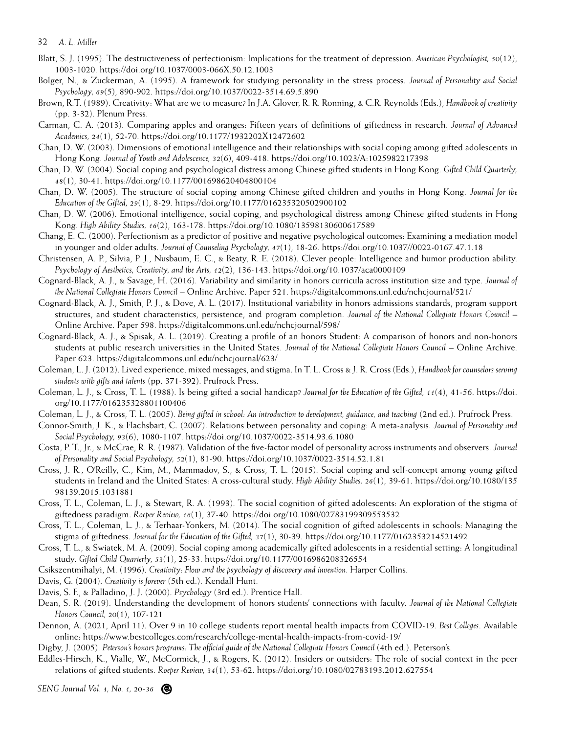Blatt, S. J. (1995). The destructiveness of perfectionism: Implications for the treatment of depression. *American Psychologist, 50*(12), 1003-1020. https://doi.org/10.1037/0003-066X.50.12.1003

Bolger, N., & Zuckerman, A. (1995). A framework for studying personality in the stress process. *Journal of Personality and Social Psychology, 69*(5), 890-902. https://doi.org/10.1037/0022-3514.69.5.890

Brown, R.T. (1989). Creativity: What are we to measure? In J.A. Glover, R. R. Ronning, & C.R. Reynolds (Eds.), *Handbook of creativity* (pp. 3-32). Plenum Press.

Carman, C. A. (2013). Comparing apples and oranges: Fifteen years of definitions of giftedness in research. *Journal of Advanced Academics, 24*(1), 52-70. https://doi.org/10.1177/1932202X12472602

Chan, D. W. (2003). Dimensions of emotional intelligence and their relationships with social coping among gifted adolescents in Hong Kong. *Journal of Youth and Adolescence, 32*(6), 409-418. https://doi.org/10.1023/A:1025982217398

Chan, D. W. (2004). Social coping and psychological distress among Chinese gifted students in Hong Kong. *Gifted Child Quarterly, 48*(1), 30-41. https://doi.org/10.1177/001698620404800104

Chan, D. W. (2005). The structure of social coping among Chinese gifted children and youths in Hong Kong. *Journal for the Education of the Gifted, 29*(1), 8-29. https://doi.org/10.1177/016235320502900102

Chan, D. W. (2006). Emotional intelligence, social coping, and psychological distress among Chinese gifted students in Hong Kong. *High Ability Studies, 16*(2), 163-178. https://doi.org/10.1080/13598130600617589

Chang, E. C. (2000). Perfectionism as a predictor of positive and negative psychological outcomes: Examining a mediation model in younger and older adults. *Journal of Counseling Psychology, 47*(1), 18-26. https://doi.org/10.1037//0022-0167.47.1.18

Christensen, A. P., Silvia, P. J., Nusbaum, E. C., & Beaty, R. E. (2018). Clever people: Intelligence and humor production ability. *Psychology of Aesthetics, Creativity, and the Arts, 12*(2), 136-143. https://doi.org/10.1037/aca0000109

Cognard-Black, A. J., & Savage, H. (2016). Variability and similarity in honors curricula across institution size and type. *Journal of the National Collegiate Honors Council* – Online Archive. Paper 521. https://digitalcommons.unl.edu/nchcjournal/521/

Cognard-Black, A. J., Smith, P. J., & Dove, A. L. (2017). Institutional variability in honors admissions standards, program support structures, and student characteristics, persistence, and program completion. *Journal of the National Collegiate Honors Council* – Online Archive. Paper 598. https://digitalcommons.unl.edu/nchcjournal/598/

Cognard-Black, A. J., & Spisak, A. L. (2019). Creating a profile of an honors Student: A comparison of honors and non-honors students at public research universities in the United States. *Journal of the National Collegiate Honors Council* – Online Archive. Paper 623. https://digitalcommons.unl.edu/nchcjournal/623/

Coleman, L. J. (2012). Lived experience, mixed messages, and stigma. In T. L. Cross & J. R. Cross (Eds.), *Handbook for counselors serving students with gifts and talents* (pp. 371-392). Prufrock Press.

Coleman, L. J., & Cross, T. L. (1988). Is being gifted a social handicap? *Journal for the Education of the Gifted, 11*(4), 41-56. https://doi.org/10.1177/016235328801100406

Coleman, L. J., & Cross, T. L. (2005). *Being gifted in school: An introduction to development, guidance, and teaching* (2nd ed.). Prufrock Press.

Connor-Smith, J. K., & Flachsbart, C. (2007). Relations between personality and coping: A meta-analysis. *Journal of Personality and Social Psychology, 93*(6), 1080-1107. https://doi.org/10.1037/0022-3514.93.6.1080

Costa, P. T., Jr., & McCrae, R. R. (1987). Validation of the five-factor model of personality across instruments and observers. *Journal of Personality and Social Psychology, 52*(1), 81-90. https://doi.org/10.1037/0022-3514.52.1.81

Cross, J. R., O'Reilly, C., Kim, M., Mammadov, S., & Cross, T. L. (2015). Social coping and self-concept among young gifted students in Ireland and the United States: A cross-cultural study. *High Ability Studies, 26*(1), 39-61. https://doi.org/10.1080/13598139.2015.1031881

Cross, T. L., Coleman, L. J., & Stewart, R. A. (1993). The social cognition of gifted adolescents: An exploration of the stigma of giftedness paradigm. *Roeper Review, 16*(1), 37-40. https://doi.org/10.1080/02783199309553532

Cross, T. L., Coleman, L. J., & Terhaar-Yonkers, M. (2014). The social cognition of gifted adolescents in schools: Managing the stigma of giftedness. *Journal for the Education of the Gifted, 37*(1), 30-39. https://doi.org/10.1177/0162353214521492

Cross, T. L., & Swiatek, M. A. (2009). Social coping among academically gifted adolescents in a residential setting: A longitudinal study. *Gifted Child Quarterly, 53*(1), 25-33. https://doi.org/10.1177/0016986208326554

Csikszentmihalyi, M. (1996). *Creativity: Flow and the psychology of discovery and invention.* Harper Collins.

Davis, G. (2004). *Creativity is forever* (5th ed.). Kendall Hunt.

Davis, S. F., & Palladino, J. J. (2000). *Psychology* (3rd ed.). Prentice Hall.

Dean, S. R. (2019). Understanding the development of honors students' connections with faculty. *Journal of the National Collegiate Honors Council, 20*(1), 107-121

Dennon, A. (2021, April 11). Over 9 in 10 college students report mental health impacts from COVID-19. *Best Colleges*. Available online: https://www.bestcolleges.com/research/college-mental-health-impacts-from-covid-19/

Digby, J. (2005). *Peterson's honors programs: The official guide of the National Collegiate Honors Council* (4th ed.). Peterson's.

Eddles-Hirsch, K., Vialle, W., McCormick, J., & Rogers, K. (2012). Insiders or outsiders: The role of social context in the peer relations of gifted students. *Roeper Review, 34*(1), 53-62. https://doi.org/10.1080/02783193.2012.627554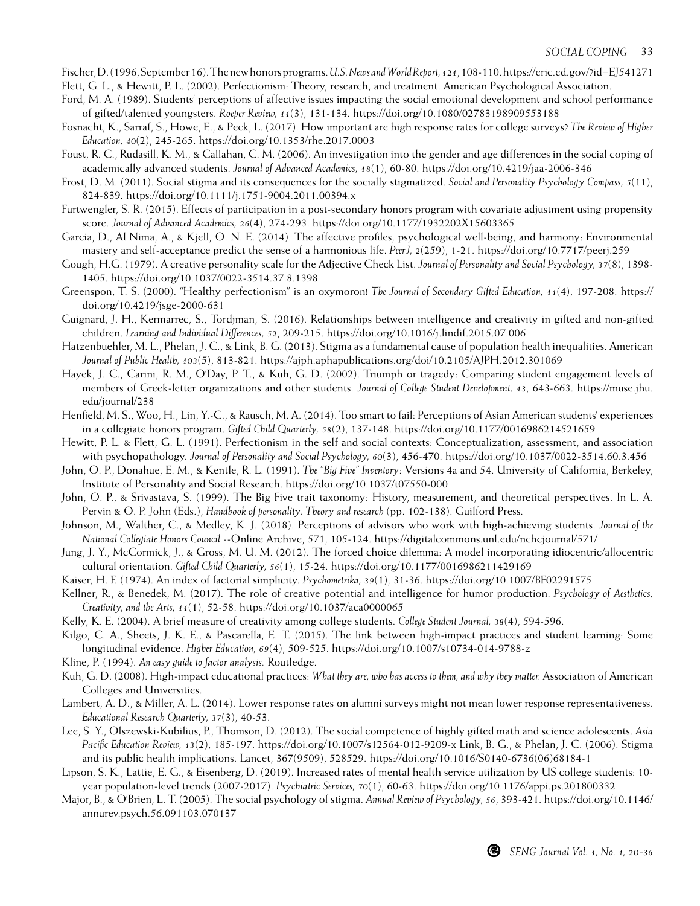Fischer, D. (1996, September 16). The new honors programs. *U.S. News and World Report, 121*, 108-110. https://eric.ed.gov/?id=EJ541271

Flett, G. L., & Hewitt, P. L. (2002). Perfectionism: Theory, research, and treatment. American Psychological Association.

Ford, M. A. (1989). Students' perceptions of affective issues impacting the social emotional development and school performance of gifted/talented youngsters. *Roeper Review, 11*(3), 131-134. https://doi.org/10.1080/02783198909553188

Fosnacht, K., Sarraf, S., Howe, E., & Peck, L. (2017). How important are high response rates for college surveys? *The Review of Higher Education, 40*(2), 245-265. https://doi.org/10.1353/rhe.2017.0003

Foust, R. C., Rudasill, K. M., & Callahan, C. M. (2006). An investigation into the gender and age differences in the social coping of academically advanced students. *Journal of Advanced Academics, 18*(1), 60-80. https://doi.org/10.4219/jaa-2006-346

Frost, D. M. (2011). Social stigma and its consequences for the socially stigmatized. *Social and Personality Psychology Compass, 5*(11), 824-839. https://doi.org/10.1111/j.1751-9004.2011.00394.x

Furtwengler, S. R. (2015). Effects of participation in a post-secondary honors program with covariate adjustment using propensity score. *Journal of Advanced Academics, 26*(4), 274-293. https://doi.org/10.1177/1932202X15603365

Garcia, D., Al Nima, A., & Kjell, O. N. E. (2014). The affective profiles, psychological well-being, and harmony: Environmental mastery and self-acceptance predict the sense of a harmonious life. *PeerJ, 2*(259), 1-21. https://doi.org/10.7717/peerj.259

Gough, H.G. (1979). A creative personality scale for the Adjective Check List. *Journal of Personality and Social Psychology, 37*(8), 1398-1405. https://doi.org/10.1037/0022-3514.37.8.1398

Greenspon, T. S. (2000). "Healthy perfectionism" is an oxymoron! *The Journal of Secondary Gifted Education, 11*(4), 197-208. https://doi.org/10.4219/jsge-2000-631

Guignard, J. H., Kermarrec, S., Tordjman, S. (2016). Relationships between intelligence and creativity in gifted and non-gifted children. *Learning and Individual Differences, 52*, 209-215. https://doi.org/10.1016/j.lindif.2015.07.006

Hatzenbuehler, M. L., Phelan, J. C., & Link, B. G. (2013). Stigma as a fundamental cause of population health inequalities. American *Journal of Public Health, 103*(5), 813-821. https://ajph.aphapublications.org/doi/10.2105/AJPH.2012.301069

Hayek, J. C., Carini, R. M., O'Day, P. T., & Kuh, G. D. (2002). Triumph or tragedy: Comparing student engagement levels of members of Greek-letter organizations and other students. *Journal of College Student Development, 43*, 643-663. https://muse.jhu.edu/journal/238

Henfield, M. S., Woo, H., Lin, Y.-C., & Rausch, M. A. (2014). Too smart to fail: Perceptions of Asian American students' experiences in a collegiate honors program. *Gifted Child Quarterly, 58*(2), 137-148. https://doi.org/10.1177/0016986214521659

Hewitt, P. L. & Flett, G. L. (1991). Perfectionism in the self and social contexts: Conceptualization, assessment, and association with psychopathology. *Journal of Personality and Social Psychology, 60*(3), 456-470. https://doi.org/10.1037/0022-3514.60.3.456

John, O. P., Donahue, E. M., & Kentle, R. L. (1991). *The "Big Five" Inventory*: Versions 4a and 54. University of California, Berkeley, Institute of Personality and Social Research. https://doi.org/10.1037/t07550-000

John, O. P., & Srivastava, S. (1999). The Big Five trait taxonomy: History, measurement, and theoretical perspectives. In L. A. Pervin & O. P. John (Eds.), *Handbook of personality: Theory and research* (pp. 102-138). Guilford Press.

Johnson, M., Walther, C., & Medley, K. J. (2018). Perceptions of advisors who work with high-achieving students. *Journal of the National Collegiate Honors Council* --Online Archive, 571, 105-124. https://digitalcommons.unl.edu/nchcjournal/571/

Jung, J. Y., McCormick, J., & Gross, M. U. M. (2012). The forced choice dilemma: A model incorporating idiocentric/allocentric cultural orientation. *Gifted Child Quarterly, 56*(1), 15-24. https://doi.org/10.1177/0016986211429169

Kaiser, H. F. (1974). An index of factorial simplicity. *Psychometrika, 39*(1), 31-36. https://doi.org/10.1007/BF02291575

Kellner, R., & Benedek, M. (2017). The role of creative potential and intelligence for humor production. *Psychology of Aesthetics, Creativity, and the Arts, 11*(1), 52-58. https://doi.org/10.1037/aca0000065

Kelly, K. E. (2004). A brief measure of creativity among college students. *College Student Journal, 38*(4), 594-596.

Kilgo, C. A., Sheets, J. K. E., & Pascarella, E. T. (2015). The link between high-impact practices and student learning: Some longitudinal evidence. *Higher Education, 69*(4), 509-525. https://doi.org/10.1007/s10734-014-9788-z

Kline, P. (1994). *An easy guide to factor analysis.* Routledge.

Kuh, G. D. (2008). High-impact educational practices: *What they are, who has access to them, and why they matter.* Association of American Colleges and Universities.

Lambert, A. D., & Miller, A. L. (2014). Lower response rates on alumni surveys might not mean lower response representativeness. *Educational Research Quarterly, 37*(3), 40-53.

Lee, S. Y., Olszewski-Kubilius, P., Thomson, D. (2012). The social competence of highly gifted math and science adolescents. *Asia Pacific Education Review, 13*(2), 185-197. https://doi.org/10.1007/s12564-012-9209-x Link, B. G., & Phelan, J. C. (2006). Stigma and its public health implications. Lancet, 367(9509), 528529. https://doi.org/10.1016/S0140-6736(06)68184-1

Lipson, S. K., Lattie, E. G., & Eisenberg, D. (2019). Increased rates of mental health service utilization by US college students: 10-year population-level trends (2007-2017). *Psychiatric Services, 70*(1), 60-63. https://doi.org/10.1176/appi.ps.201800332

Major, B., & O'Brien, L. T. (2005). The social psychology of stigma. *Annual Review of Psychology, 56*, 393-421. https://doi.org/10.1146/annurev.psych.56.091103.070137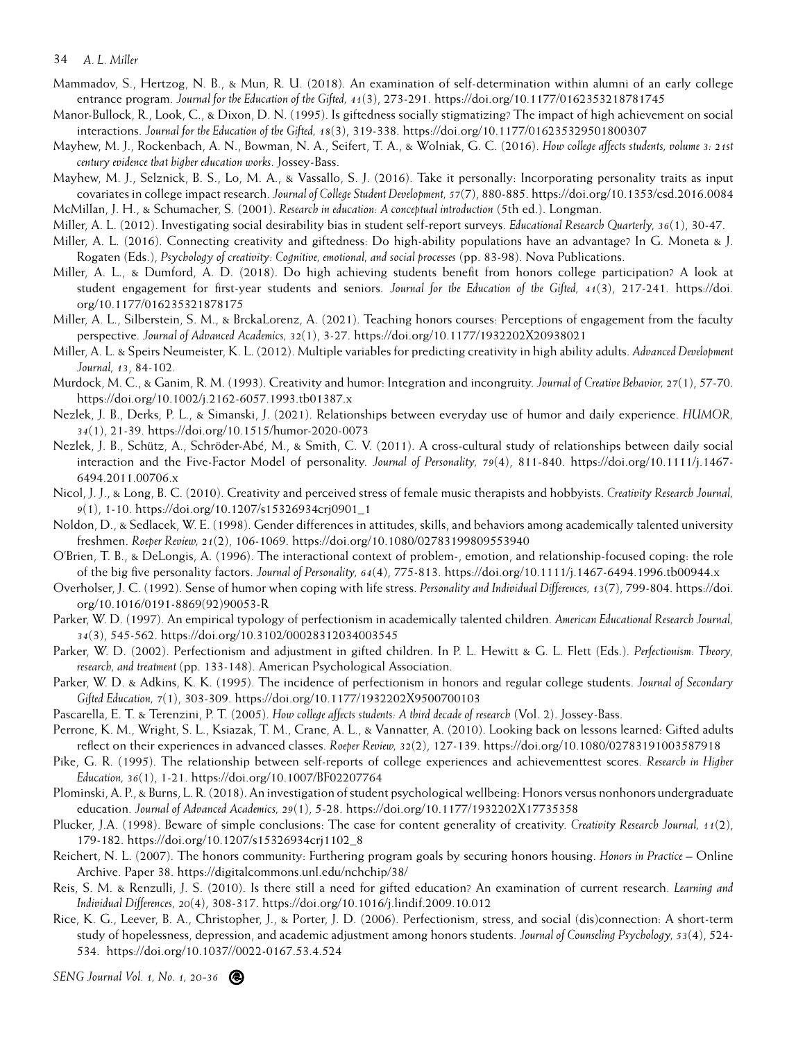Mammadov, S., Hertzog, N. B., & Mun, R. U. (2018). An examination of self-determination within alumni of an early college entrance program. *Journal for the Education of the Gifted, 41*(3), 273-291. https://doi.org/10.1177/0162353218781745

Manor-Bullock, R., Look, C., & Dixon, D. N. (1995). Is giftedness socially stigmatizing? The impact of high achievement on social interactions. *Journal for the Education of the Gifted, 18*(3), 319-338. https://doi.org/10.1177/016235329501800307

Mayhew, M. J., Rockenbach, A. N., Bowman, N. A., Seifert, T. A., & Wolniak, G. C. (2016). *How college affects students, volume 3: 21st century evidence that higher education works.* Jossey-Bass.

Mayhew, M. J., Selznick, B. S., Lo, M. A., & Vassallo, S. J. (2016). Take it personally: Incorporating personality traits as input covariates in college impact research. *Journal of College Student Development, 57*(7), 880-885. https://doi.org/10.1353/csd.2016.0084

McMillan, J. H., & Schumacher, S. (2001). *Research in education: A conceptual introduction* (5th ed.). Longman.

Miller, A. L. (2012). Investigating social desirability bias in student self-report surveys. *Educational Research Quarterly, 36*(1), 30-47.

Miller, A. L. (2016). Connecting creativity and giftedness: Do high-ability populations have an advantage? In G. Moneta & J. Rogaten (Eds.), *Psychology of creativity: Cognitive, emotional, and social processes* (pp. 83-98). Nova Publications.

Miller, A. L., & Dumford, A. D. (2018). Do high achieving students benefit from honors college participation? A look at student engagement for first-year students and seniors. *Journal for the Education of the Gifted, 41*(3), 217-241. https://doi.org/10.1177/016235321878175

Miller, A. L., Silberstein, S. M., & BrckaLorenz, A. (2021). Teaching honors courses: Perceptions of engagement from the faculty perspective. *Journal of Advanced Academics, 32*(1), 3-27. https://doi.org/10.1177/1932202X20938021

Miller, A. L. & Speirs Neumeister, K. L. (2012). Multiple variables for predicting creativity in high ability adults. *Advanced Development Journal, 13*, 84-102.

Murdock, M. C., & Ganim, R. M. (1993). Creativity and humor: Integration and incongruity. *Journal of Creative Behavior, 27*(1), 57-70. https://doi.org/10.1002/j.2162-6057.1993.tb01387.x

Nezlek, J. B., Derks, P. L., & Simanski, J. (2021). Relationships between everyday use of humor and daily experience. *HUMOR, 34*(1), 21-39. https://doi.org/10.1515/humor-2020-0073

Nezlek, J. B., Schütz, A., Schröder-Abé, M., & Smith, C. V. (2011). A cross-cultural study of relationships between daily social interaction and the Five-Factor Model of personality. *Journal of Personality, 79*(4), 811-840. https://doi.org/10.1111/j.1467-6494.2011.00706.x

Nicol, J. J., & Long, B. C. (2010). Creativity and perceived stress of female music therapists and hobbyists. *Creativity Research Journal, 9*(1), 1-10. https://doi.org/10.1207/s15326934crj0901_1

Noldon, D., & Sedlacek, W. E. (1998). Gender differences in attitudes, skills, and behaviors among academically talented university freshmen. *Roeper Review, 21*(2), 106-1069. https://doi.org/10.1080/02783199809553940

O'Brien, T. B., & DeLongis, A. (1996). The interactional context of problem-, emotion, and relationship-focused coping: the role of the big five personality factors. *Journal of Personality, 64*(4), 775-813. https://doi.org/10.1111/j.1467-6494.1996.tb00944.x

Overholser, J. C. (1992). Sense of humor when coping with life stress. *Personality and Individual Differences, 13*(7), 799-804. https://doi.org/10.1016/0191-8869(92)90053-R

Parker, W. D. (1997). An empirical typology of perfectionism in academically talented children. *American Educational Research Journal, 34*(3), 545-562. https://doi.org/10.3102/00028312034003545

Parker, W. D. (2002). Perfectionism and adjustment in gifted children. In P. L. Hewitt & G. L. Flett (Eds.). *Perfectionism: Theory, research, and treatment* (pp. 133-148). American Psychological Association.

Parker, W. D. & Adkins, K. K. (1995). The incidence of perfectionism in honors and regular college students. *Journal of Secondary Gifted Education, 7*(1), 303-309. https://doi.org/10.1177/1932202X9500700103

Pascarella, E. T. & Terenzini, P. T. (2005). *How college affects students: A third decade of research* (Vol. 2). Jossey-Bass.

Perrone, K. M., Wright, S. L., Ksiazak, T. M., Crane, A. L., & Vannatter, A. (2010). Looking back on lessons learned: Gifted adults reflect on their experiences in advanced classes. *Roeper Review, 32*(2), 127-139. https://doi.org/10.1080/02783191003587918

Pike, G. R. (1995). The relationship between self-reports of college experiences and achievementtest scores. *Research in Higher Education, 36*(1), 1-21. https://doi.org/10.1007/BF02207764

Plominski, A. P., & Burns, L. R. (2018). An investigation of student psychological wellbeing: Honors versus nonhonors undergraduate education. *Journal of Advanced Academics, 29*(1), 5-28. https://doi.org/10.1177/1932202X17735358

Plucker, J.A. (1998). Beware of simple conclusions: The case for content generality of creativity. *Creativity Research Journal, 11*(2), 179-182. https://doi.org/10.1207/s15326934crj1102_8

Reichert, N. L. (2007). The honors community: Furthering program goals by securing honors housing. *Honors in Practice* – Online Archive. Paper 38. https://digitalcommons.unl.edu/nchchip/38/

Reis, S. M. & Renzulli, J. S. (2010). Is there still a need for gifted education? An examination of current research. *Learning and Individual Differences, 20*(4), 308-317. https://doi.org/10.1016/j.lindif.2009.10.012

Rice, K. G., Leever, B. A., Christopher, J., & Porter, J. D. (2006). Perfectionism, stress, and social (dis)connection: A short-term study of hopelessness, depression, and academic adjustment among honors students. *Journal of Counseling Psychology, 53*(4), 524-534. https://doi.org/10.1037//0022-0167.53.4.524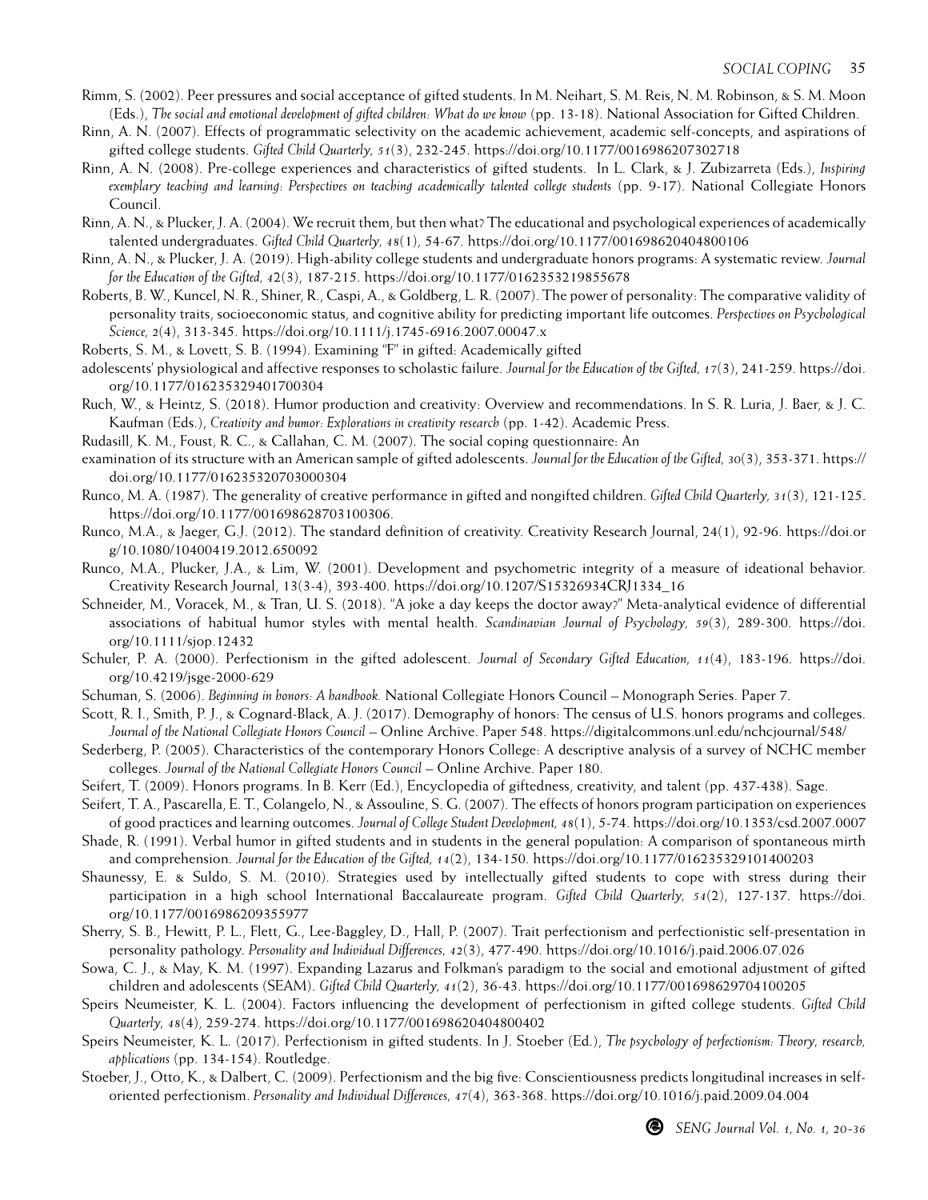Rimm, S. (2002). Peer pressures and social acceptance of gifted students. In M. Neihart, S. M. Reis, N. M. Robinson, & S. M. Moon (Eds.), *The social and emotional development of gifted children: What do we know* (pp. 13-18). National Association for Gifted Children.

Rinn, A. N. (2007). Effects of programmatic selectivity on the academic achievement, academic self-concepts, and aspirations of gifted college students. *Gifted Child Quarterly, 51*(3), 232-245. https://doi.org/10.1177/0016986207302718

Rinn, A. N. (2008). Pre-college experiences and characteristics of gifted students. In L. Clark, & J. Zubizarreta (Eds.), *Inspiring exemplary teaching and learning: Perspectives on teaching academically talented college students* (pp. 9-17). National Collegiate Honors Council.

Rinn, A. N., & Plucker, J. A. (2004). We recruit them, but then what? The educational and psychological experiences of academically talented undergraduates. *Gifted Child Quarterly, 48*(1), 54-67. https://doi.org/10.1177/001698620404800106

Rinn, A. N., & Plucker, J. A. (2019). High-ability college students and undergraduate honors programs: A systematic review. *Journal for the Education of the Gifted, 42*(3), 187-215. https://doi.org/10.1177/0162353219855678

Roberts, B. W., Kuncel, N. R., Shiner, R., Caspi, A., & Goldberg, L. R. (2007). The power of personality: The comparative validity of personality traits, socioeconomic status, and cognitive ability for predicting important life outcomes. *Perspectives on Psychological Science, 2*(4), 313-345. https://doi.org/10.1111/j.1745-6916.2007.00047.x

Roberts, S. M., & Lovett, S. B. (1994). Examining "F" in gifted: Academically gifted adolescents' physiological and affective responses to scholastic failure. *Journal for the Education of the Gifted, 17*(3), 241-259. https://doi.org/10.1177/016235329401700304

Ruch, W., & Heintz, S. (2018). Humor production and creativity: Overview and recommendations. In S. R. Luria, J. Baer, & J. C. Kaufman (Eds.), *Creativity and humor: Explorations in creativity research* (pp. 1-42). Academic Press.

Rudasill, K. M., Foust, R. C., & Callahan, C. M. (2007). The social coping questionnaire: An examination of its structure with an American sample of gifted adolescents. *Journal for the Education of the Gifted, 30*(3), 353-371. https://doi.org/10.1177/016235320703000304

Runco, M. A. (1987). The generality of creative performance in gifted and nongifted children. *Gifted Child Quarterly, 31*(3), 121-125. https://doi.org/10.1177/001698628703100306.

Runco, M.A., & Jaeger, G.J. (2012). The standard definition of creativity. Creativity Research Journal, 24(1), 92-96. https://doi.org/10.1080/10400419.2012.650092

Runco, M.A., Plucker, J.A., & Lim, W. (2001). Development and psychometric integrity of a measure of ideational behavior. Creativity Research Journal, 13(3-4), 393-400. https://doi.org/10.1207/S15326934CRJ1334_16

Schneider, M., Voracek, M., & Tran, U. S. (2018). "A joke a day keeps the doctor away?" Meta-analytical evidence of differential associations of habitual humor styles with mental health. *Scandinavian Journal of Psychology, 59*(3), 289-300. https://doi.org/10.1111/sjop.12432

Schuler, P. A. (2000). Perfectionism in the gifted adolescent. *Journal of Secondary Gifted Education, 11*(4), 183-196. https://doi.org/10.4219/jsge-2000-629

Schuman, S. (2006). *Beginning in honors: A handbook.* National Collegiate Honors Council – Monograph Series. Paper 7.

Scott, R. I., Smith, P. J., & Cognard-Black, A. J. (2017). Demography of honors: The census of U.S. honors programs and colleges. *Journal of the National Collegiate Honors Council* – Online Archive. Paper 548. https://digitalcommons.unl.edu/nchcjournal/548/

Sederberg, P. (2005). Characteristics of the contemporary Honors College: A descriptive analysis of a survey of NCHC member colleges. *Journal of the National Collegiate Honors Council* – Online Archive. Paper 180.

Seifert, T. (2009). Honors programs. In B. Kerr (Ed.), Encyclopedia of giftedness, creativity, and talent (pp. 437-438). Sage.

Seifert, T. A., Pascarella, E. T., Colangelo, N., & Assouline, S. G. (2007). The effects of honors program participation on experiences of good practices and learning outcomes. *Journal of College Student Development, 48*(1), 5-74. https://doi.org/10.1353/csd.2007.0007

Shade, R. (1991). Verbal humor in gifted students and in students in the general population: A comparison of spontaneous mirth and comprehension. *Journal for the Education of the Gifted, 14*(2), 134-150. https://doi.org/10.1177/016235329101400203

Shaunessy, E. & Suldo, S. M. (2010). Strategies used by intellectually gifted students to cope with stress during their participation in a high school International Baccalaureate program. *Gifted Child Quarterly, 54*(2), 127-137. https://doi.org/10.1177/0016986209355977

Sherry, S. B., Hewitt, P. L., Flett, G., Lee-Baggley, D., Hall, P. (2007). Trait perfectionism and perfectionistic self-presentation in personality pathology. *Personality and Individual Differences, 42*(3), 477-490. https://doi.org/10.1016/j.paid.2006.07.026

Sowa, C. J., & May, K. M. (1997). Expanding Lazarus and Folkman's paradigm to the social and emotional adjustment of gifted children and adolescents (SEAM). *Gifted Child Quarterly, 41*(2), 36-43. https://doi.org/10.1177/001698629704100205

Speirs Neumeister, K. L. (2004). Factors influencing the development of perfectionism in gifted college students. *Gifted Child Quarterly, 48*(4), 259-274. https://doi.org/10.1177/001698620404800402

Speirs Neumeister, K. L. (2017). Perfectionism in gifted students. In J. Stoeber (Ed.), *The psychology of perfectionism: Theory, research, applications* (pp. 134-154). Routledge.

Stoeber, J., Otto, K., & Dalbert, C. (2009). Perfectionism and the big five: Conscientiousness predicts longitudinal increases in self-oriented perfectionism. *Personality and Individual Differences, 47*(4), 363-368. https://doi.org/10.1016/j.paid.2009.04.004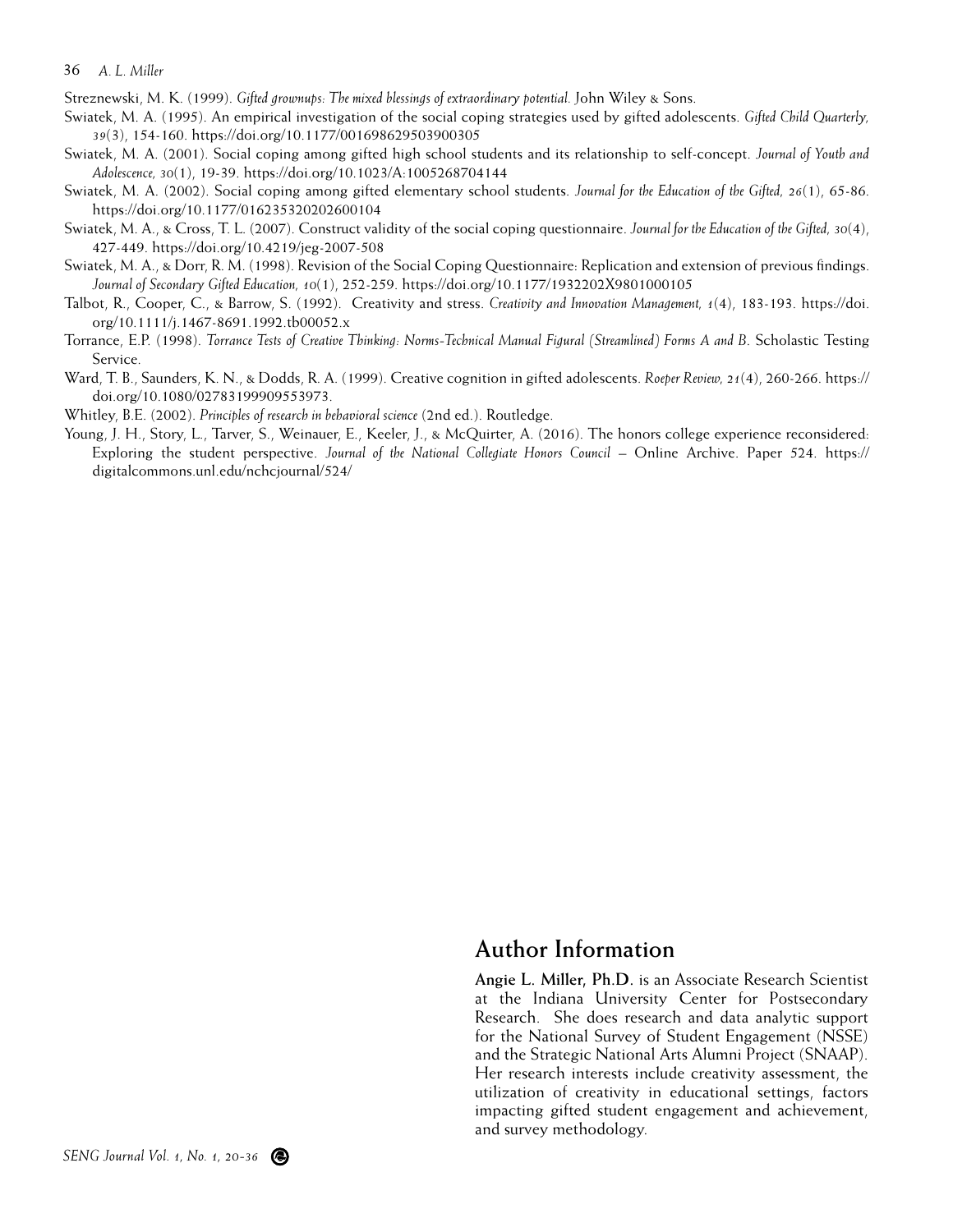Streznewski, M. K. (1999). *Gifted grownups: The mixed blessings of extraordinary potential.* John Wiley & Sons.

Swiatek, M. A. (1995). An empirical investigation of the social coping strategies used by gifted adolescents. *Gifted Child Quarterly, 39*(3), 154-160. https://doi.org/10.1177/001698629503900305

Swiatek, M. A. (2001). Social coping among gifted high school students and its relationship to self-concept. *Journal of Youth and Adolescence, 30*(1), 19-39. https://doi.org/10.1023/A:1005268704144

Swiatek, M. A. (2002). Social coping among gifted elementary school students. *Journal for the Education of the Gifted, 26*(1), 65-86. https://doi.org/10.1177/016235320202600104

Swiatek, M. A., & Cross, T. L. (2007). Construct validity of the social coping questionnaire. *Journal for the Education of the Gifted, 30*(4), 427-449. https://doi.org/10.4219/jeg-2007-508

Swiatek, M. A., & Dorr, R. M. (1998). Revision of the Social Coping Questionnaire: Replication and extension of previous findings. *Journal of Secondary Gifted Education, 10*(1), 252-259. https://doi.org/10.1177/1932202X9801000105

Talbot, R., Cooper, C., & Barrow, S. (1992). Creativity and stress. *Creativity and Innovation Management, 1*(4), 183-193. https://doi.org/10.1111/j.1467-8691.1992.tb00052.x

Torrance, E.P. (1998). *Torrance Tests of Creative Thinking: Norms-Technical Manual Figural (Streamlined) Forms A and B.* Scholastic Testing Service.

Ward, T. B., Saunders, K. N., & Dodds, R. A. (1999). Creative cognition in gifted adolescents. *Roeper Review, 21*(4), 260-266. https://doi.org/10.1080/02783199909553973.

Whitley, B.E. (2002). *Principles of research in behavioral science* (2nd ed.). Routledge.

Young, J. H., Story, L., Tarver, S., Weinauer, E., Keeler, J., & McQuirter, A. (2016). The honors college experience reconsidered: Exploring the student perspective. *Journal of the National Collegiate Honors Council* – Online Archive. Paper 524. https://digitalcommons.unl.edu/nchcjournal/524/

## Author Information

**Angie L. Miller, Ph.D.** is an Associate Research Scientist at the Indiana University Center for Postsecondary Research. She does research and data analytic support for the National Survey of Student Engagement (NSSE) and the Strategic National Arts Alumni Project (SNAAP). Her research interests include creativity assessment, the utilization of creativity in educational settings, factors impacting gifted student engagement and achievement, and survey methodology.